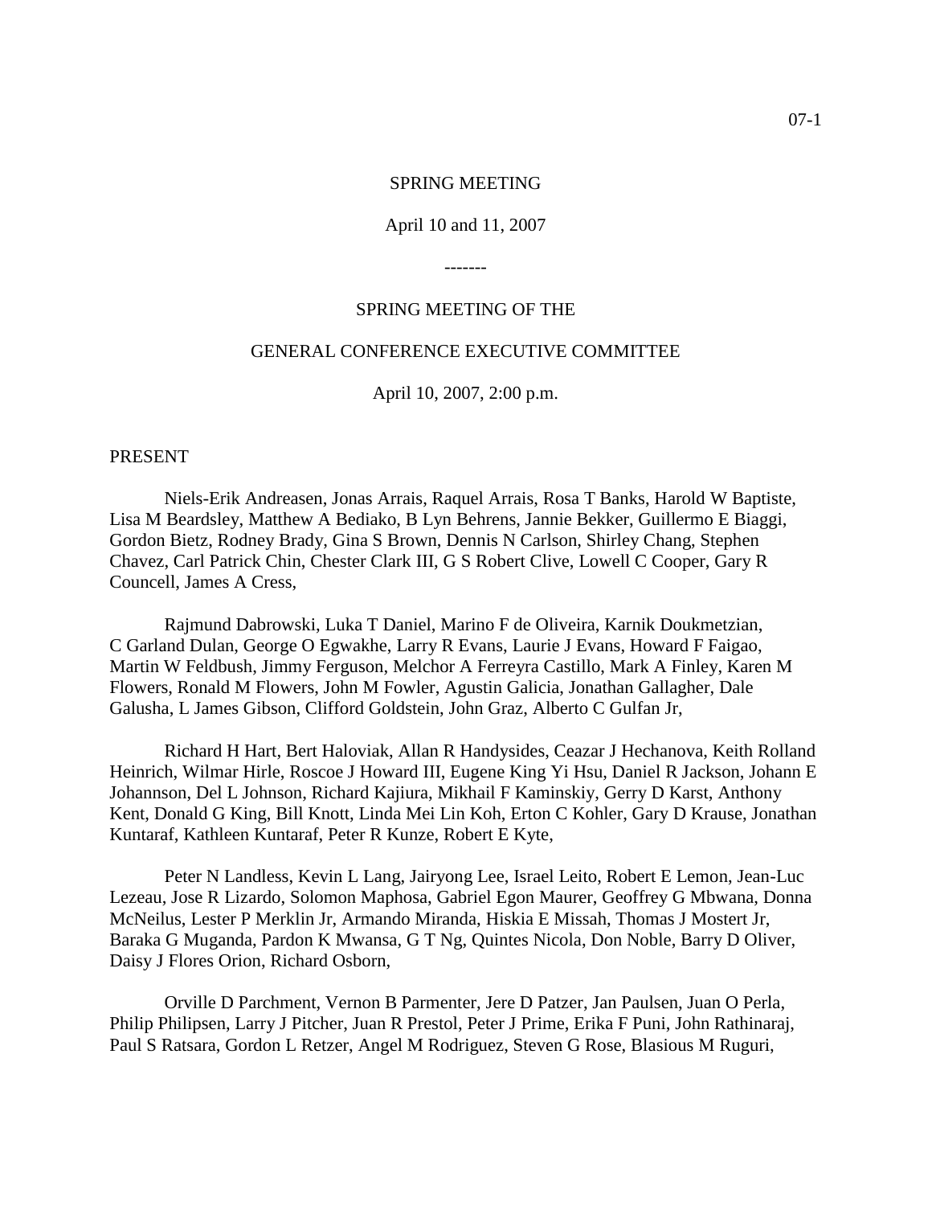SPRING MEETING

April 10 and 11, 2007

-------

SPRING MEETING OF THE

GENERAL CONFERENCE EXECUTIVE COMMITTEE

April 10, 2007, 2:00 p.m.

PRESENT

Niels-Erik Andreasen, Jonas Arrais, Raquel Arrais, Rosa T Banks, Harold W Baptiste, Lisa M Beardsley, Matthew A Bediako, B Lyn Behrens, Jannie Bekker, Guillermo E Biaggi, Gordon Bietz, Rodney Brady, Gina S Brown, Dennis N Carlson, Shirley Chang, Stephen Chavez, Carl Patrick Chin, Chester Clark III, G S Robert Clive, Lowell C Cooper, Gary R Councell, James A Cress,

Rajmund Dabrowski, Luka T Daniel, Marino F de Oliveira, Karnik Doukmetzian, C Garland Dulan, George O Egwakhe, Larry R Evans, Laurie J Evans, Howard F Faigao, Martin W Feldbush, Jimmy Ferguson, Melchor A Ferreyra Castillo, Mark A Finley, Karen M Flowers, Ronald M Flowers, John M Fowler, Agustin Galicia, Jonathan Gallagher, Dale Galusha, L James Gibson, Clifford Goldstein, John Graz, Alberto C Gulfan Jr,

Richard H Hart, Bert Haloviak, Allan R Handysides, Ceazar J Hechanova, Keith Rolland Heinrich, Wilmar Hirle, Roscoe J Howard III, Eugene King Yi Hsu, Daniel R Jackson, Johann E Johannson, Del L Johnson, Richard Kajiura, Mikhail F Kaminskiy, Gerry D Karst, Anthony Kent, Donald G King, Bill Knott, Linda Mei Lin Koh, Erton C Kohler, Gary D Krause, Jonathan Kuntaraf, Kathleen Kuntaraf, Peter R Kunze, Robert E Kyte,

Peter N Landless, Kevin L Lang, Jairyong Lee, Israel Leito, Robert E Lemon, Jean-Luc Lezeau, Jose R Lizardo, Solomon Maphosa, Gabriel Egon Maurer, Geoffrey G Mbwana, Donna McNeilus, Lester P Merklin Jr, Armando Miranda, Hiskia E Missah, Thomas J Mostert Jr, Baraka G Muganda, Pardon K Mwansa, G T Ng, Quintes Nicola, Don Noble, Barry D Oliver, Daisy J Flores Orion, Richard Osborn,

Orville D Parchment, Vernon B Parmenter, Jere D Patzer, Jan Paulsen, Juan O Perla, Philip Philipsen, Larry J Pitcher, Juan R Prestol, Peter J Prime, Erika F Puni, John Rathinaraj, Paul S Ratsara, Gordon L Retzer, Angel M Rodriguez, Steven G Rose, Blasious M Ruguri,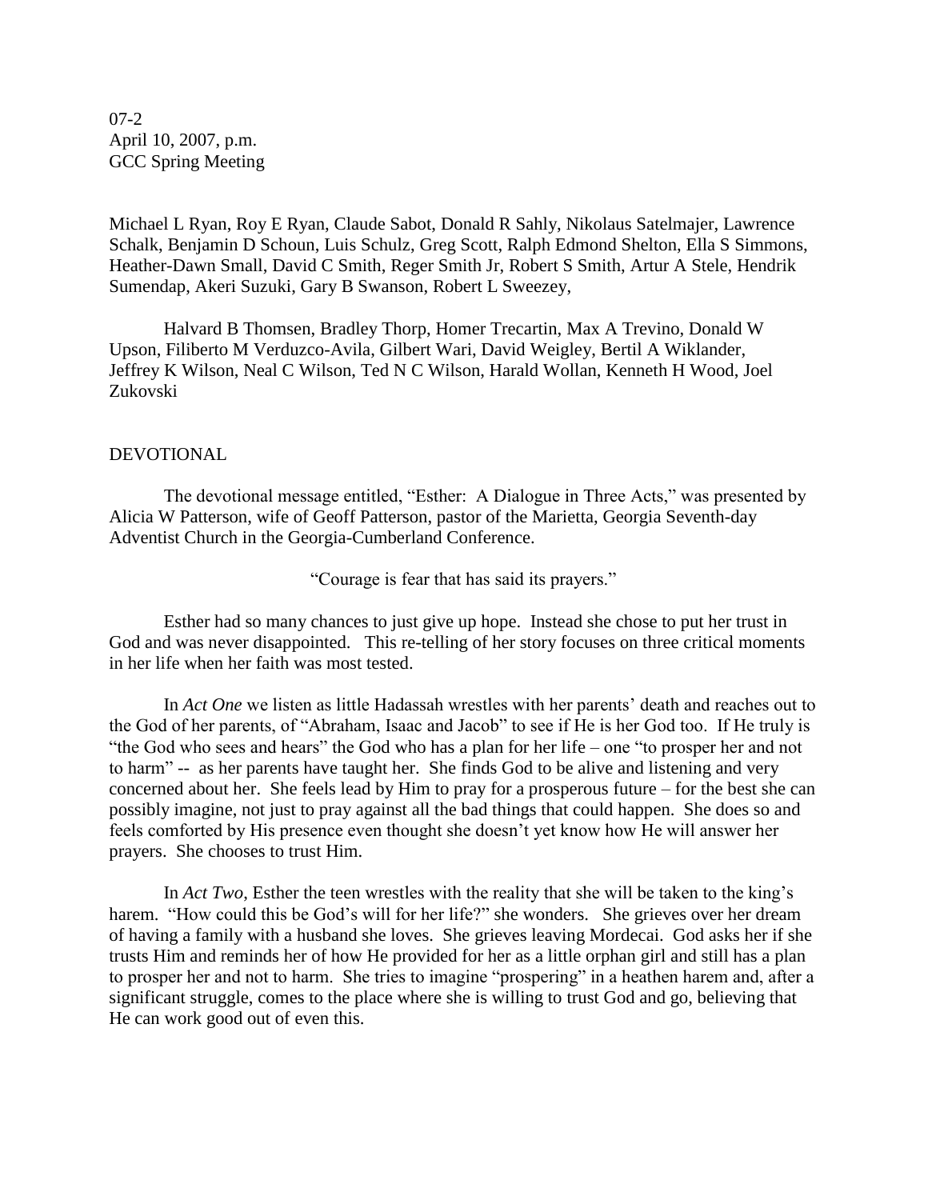07-2
April 10, 2007, p.m.
GCC Spring Meeting

Michael L Ryan, Roy E Ryan, Claude Sabot, Donald R Sahly, Nikolaus Satelmajer, Lawrence Schalk, Benjamin D Schoun, Luis Schulz, Greg Scott, Ralph Edmond Shelton, Ella S Simmons, Heather-Dawn Small, David C Smith, Reger Smith Jr, Robert S Smith, Artur A Stele, Hendrik Sumendap, Akeri Suzuki, Gary B Swanson, Robert L Sweezey,

Halvard B Thomsen, Bradley Thorp, Homer Trecartin, Max A Trevino, Donald W Upson, Filiberto M Verduzco-Avila, Gilbert Wari, David Weigley, Bertil A Wiklander, Jeffrey K Wilson, Neal C Wilson, Ted N C Wilson, Harald Wollan, Kenneth H Wood, Joel Zukovski

DEVOTIONAL

The devotional message entitled, "Esther: A Dialogue in Three Acts," was presented by Alicia W Patterson, wife of Geoff Patterson, pastor of the Marietta, Georgia Seventh-day Adventist Church in the Georgia-Cumberland Conference.

"Courage is fear that has said its prayers."

Esther had so many chances to just give up hope. Instead she chose to put her trust in God and was never disappointed. This re-telling of her story focuses on three critical moments in her life when her faith was most tested.

In *Act One* we listen as little Hadassah wrestles with her parents' death and reaches out to the God of her parents, of "Abraham, Isaac and Jacob" to see if He is her God too. If He truly is "the God who sees and hears" the God who has a plan for her life – one "to prosper her and not to harm" -- as her parents have taught her. She finds God to be alive and listening and very concerned about her. She feels lead by Him to pray for a prosperous future – for the best she can possibly imagine, not just to pray against all the bad things that could happen. She does so and feels comforted by His presence even thought she doesn't yet know how He will answer her prayers. She chooses to trust Him.

In *Act Two*, Esther the teen wrestles with the reality that she will be taken to the king's harem. "How could this be God's will for her life?" she wonders. She grieves over her dream of having a family with a husband she loves. She grieves leaving Mordecai. God asks her if she trusts Him and reminds her of how He provided for her as a little orphan girl and still has a plan to prosper her and not to harm. She tries to imagine "prospering" in a heathen harem and, after a significant struggle, comes to the place where she is willing to trust God and go, believing that He can work good out of even this.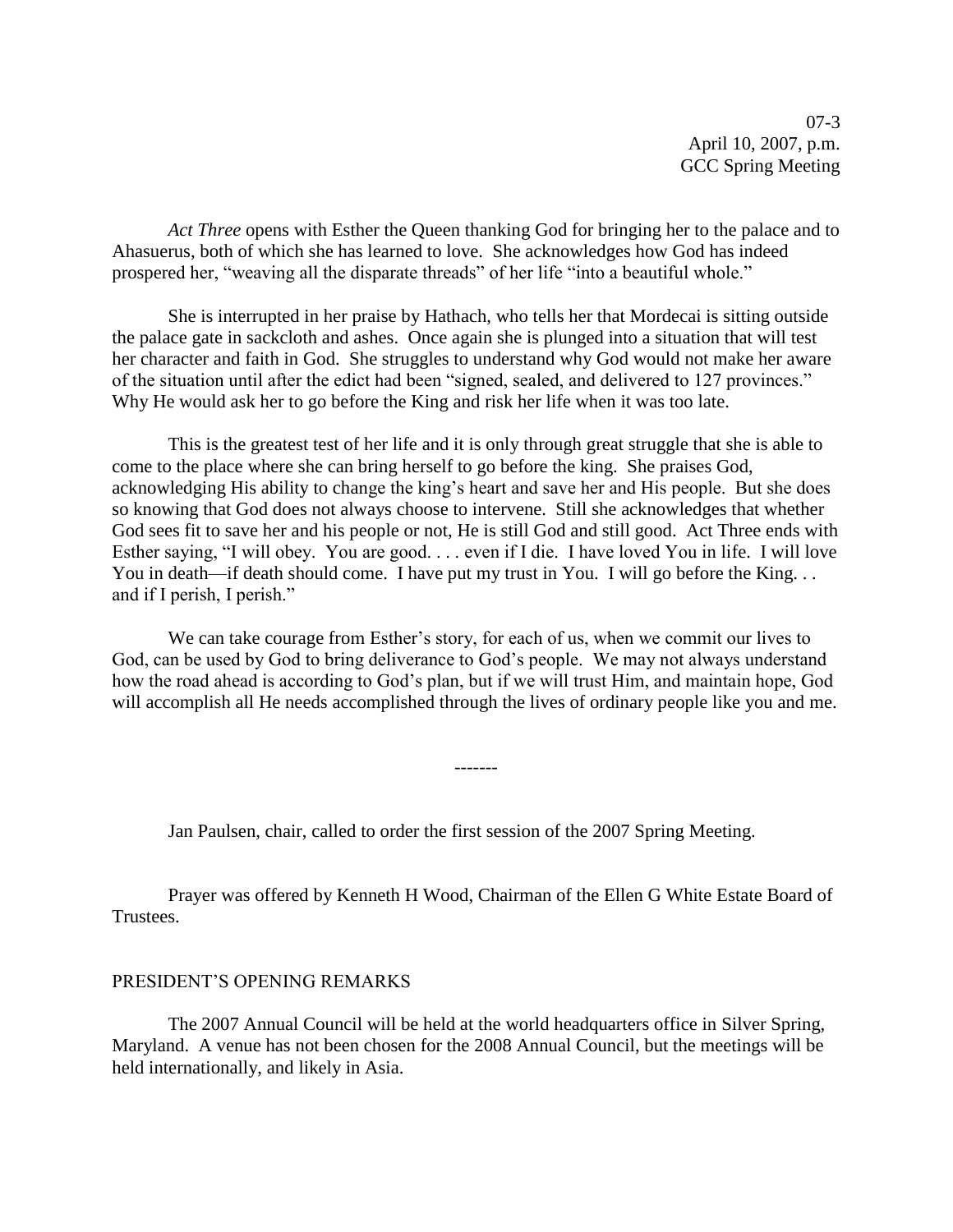*Act Three* opens with Esther the Queen thanking God for bringing her to the palace and to Ahasuerus, both of which she has learned to love. She acknowledges how God has indeed prospered her, "weaving all the disparate threads" of her life "into a beautiful whole."

She is interrupted in her praise by Hathach, who tells her that Mordecai is sitting outside the palace gate in sackcloth and ashes. Once again she is plunged into a situation that will test her character and faith in God. She struggles to understand why God would not make her aware of the situation until after the edict had been "signed, sealed, and delivered to 127 provinces." Why He would ask her to go before the King and risk her life when it was too late.

This is the greatest test of her life and it is only through great struggle that she is able to come to the place where she can bring herself to go before the king. She praises God, acknowledging His ability to change the king's heart and save her and His people. But she does so knowing that God does not always choose to intervene. Still she acknowledges that whether God sees fit to save her and his people or not, He is still God and still good. Act Three ends with Esther saying, "I will obey. You are good. . . . even if I die. I have loved You in life. I will love You in death—if death should come. I have put my trust in You. I will go before the King. . . and if I perish, I perish."

We can take courage from Esther's story, for each of us, when we commit our lives to God, can be used by God to bring deliverance to God's people. We may not always understand how the road ahead is according to God's plan, but if we will trust Him, and maintain hope, God will accomplish all He needs accomplished through the lives of ordinary people like you and me.

-------

Jan Paulsen, chair, called to order the first session of the 2007 Spring Meeting.

Prayer was offered by Kenneth H Wood, Chairman of the Ellen G White Estate Board of Trustees.

PRESIDENT'S OPENING REMARKS

The 2007 Annual Council will be held at the world headquarters office in Silver Spring, Maryland. A venue has not been chosen for the 2008 Annual Council, but the meetings will be held internationally, and likely in Asia.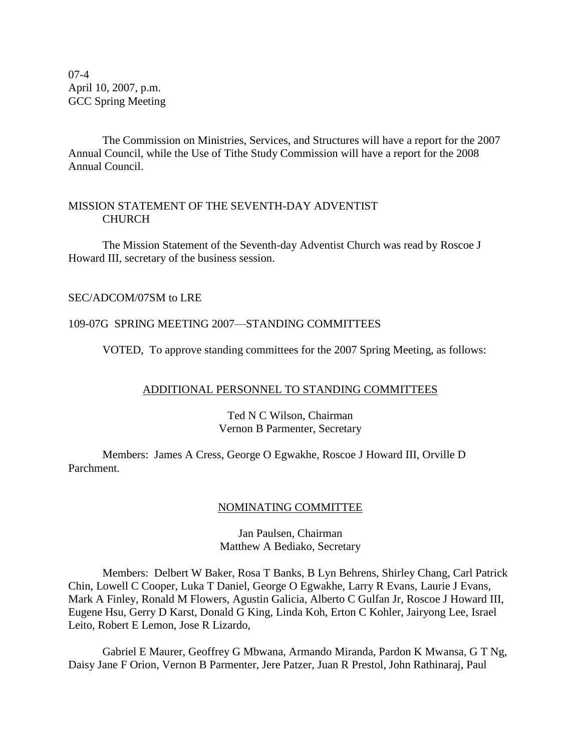07-4
April 10, 2007, p.m.
GCC Spring Meeting

The Commission on Ministries, Services, and Structures will have a report for the 2007 Annual Council, while the Use of Tithe Study Commission will have a report for the 2008 Annual Council.

MISSION STATEMENT OF THE SEVENTH-DAY ADVENTIST CHURCH

The Mission Statement of the Seventh-day Adventist Church was read by Roscoe J Howard III, secretary of the business session.

SEC/ADCOM/07SM to LRE

109-07G SPRING MEETING 2007—STANDING COMMITTEES

VOTED, To approve standing committees for the 2007 Spring Meeting, as follows:

ADDITIONAL PERSONNEL TO STANDING COMMITTEES

Ted N C Wilson, Chairman
Vernon B Parmenter, Secretary

Members: James A Cress, George O Egwakhe, Roscoe J Howard III, Orville D Parchment.

NOMINATING COMMITTEE

Jan Paulsen, Chairman
Matthew A Bediako, Secretary

Members: Delbert W Baker, Rosa T Banks, B Lyn Behrens, Shirley Chang, Carl Patrick Chin, Lowell C Cooper, Luka T Daniel, George O Egwakhe, Larry R Evans, Laurie J Evans, Mark A Finley, Ronald M Flowers, Agustin Galicia, Alberto C Gulfan Jr, Roscoe J Howard III, Eugene Hsu, Gerry D Karst, Donald G King, Linda Koh, Erton C Kohler, Jairyong Lee, Israel Leito, Robert E Lemon, Jose R Lizardo,

Gabriel E Maurer, Geoffrey G Mbwana, Armando Miranda, Pardon K Mwansa, G T Ng, Daisy Jane F Orion, Vernon B Parmenter, Jere Patzer, Juan R Prestol, John Rathinaraj, Paul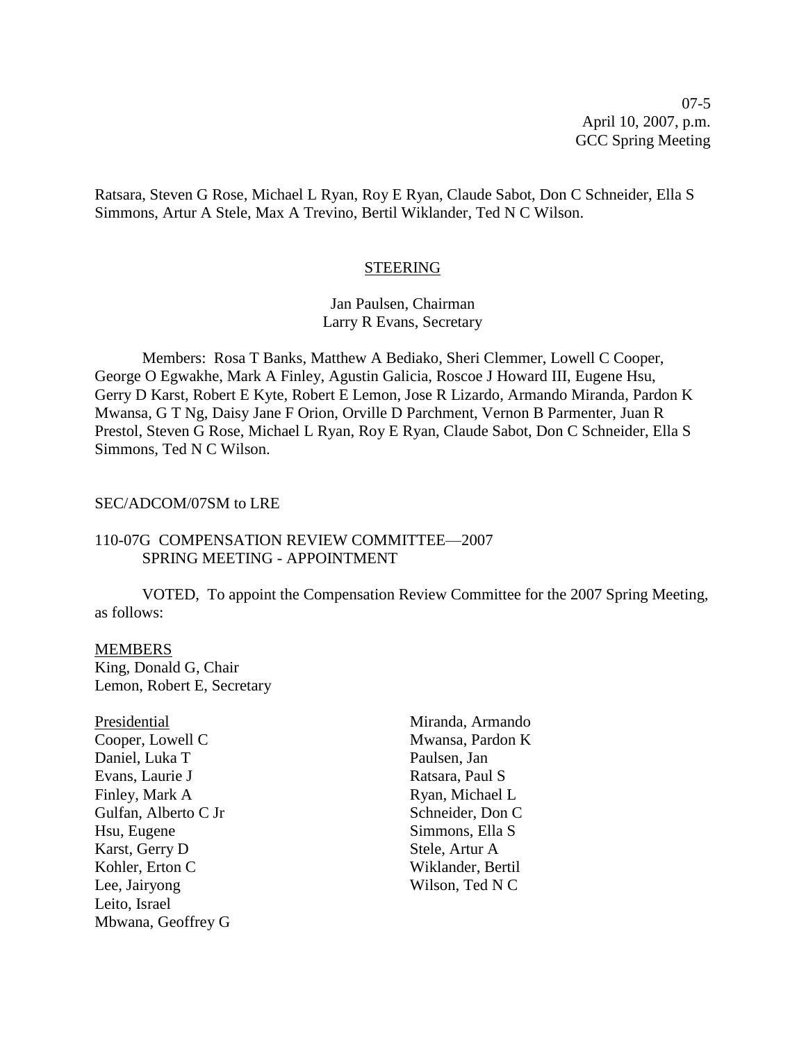Ratsara, Steven G Rose, Michael L Ryan, Roy E Ryan, Claude Sabot, Don C Schneider, Ella S Simmons, Artur A Stele, Max A Trevino, Bertil Wiklander, Ted N C Wilson.

## STEERING

Jan Paulsen, Chairman
Larry R Evans, Secretary

Members: Rosa T Banks, Matthew A Bediako, Sheri Clemmer, Lowell C Cooper, George O Egwakhe, Mark A Finley, Agustin Galicia, Roscoe J Howard III, Eugene Hsu, Gerry D Karst, Robert E Kyte, Robert E Lemon, Jose R Lizardo, Armando Miranda, Pardon K Mwansa, G T Ng, Daisy Jane F Orion, Orville D Parchment, Vernon B Parmenter, Juan R Prestol, Steven G Rose, Michael L Ryan, Roy E Ryan, Claude Sabot, Don C Schneider, Ella S Simmons, Ted N C Wilson.

SEC/ADCOM/07SM to LRE

110-07G COMPENSATION REVIEW COMMITTEE—2007 SPRING MEETING - APPOINTMENT

VOTED, To appoint the Compensation Review Committee for the 2007 Spring Meeting, as follows:

MEMBERS
King, Donald G, Chair
Lemon, Robert E, Secretary

Presidential
Cooper, Lowell C
Daniel, Luka T
Evans, Laurie J
Finley, Mark A
Gulfan, Alberto C Jr
Hsu, Eugene
Karst, Gerry D
Kohler, Erton C
Lee, Jairyong
Leito, Israel
Mbwana, Geoffrey G
Miranda, Armando
Mwansa, Pardon K
Paulsen, Jan
Ratsara, Paul S
Ryan, Michael L
Schneider, Don C
Simmons, Ella S
Stele, Artur A
Wiklander, Bertil
Wilson, Ted N C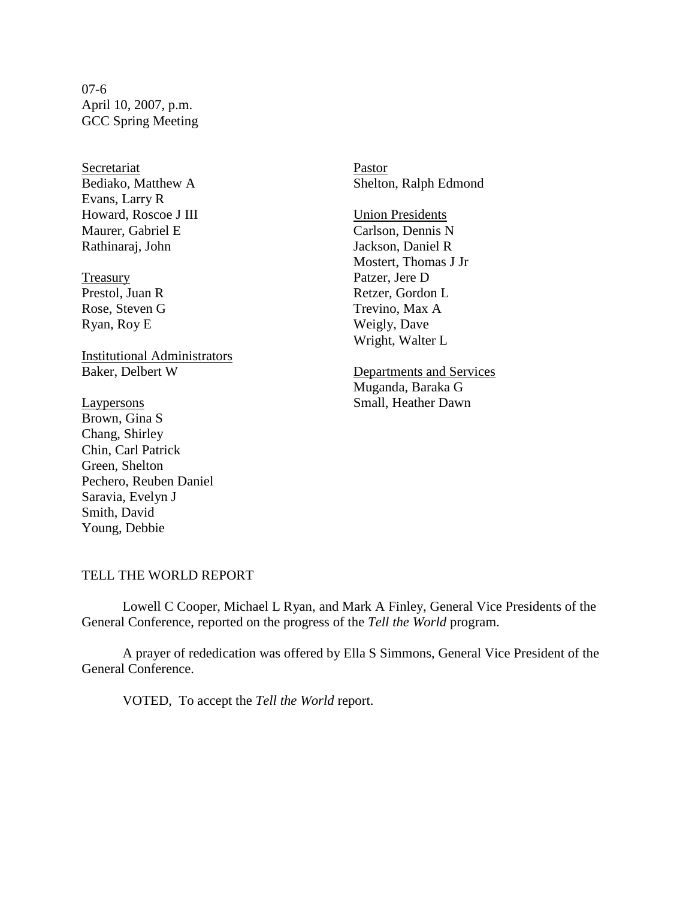07-6
April 10, 2007, p.m.
GCC Spring Meeting

<u>Secretariat</u>
Bediako, Matthew A
Evans, Larry R
Howard, Roscoe J III
Maurer, Gabriel E
Rathinaraj, John

<u>Treasury</u>
Prestol, Juan R
Rose, Steven G
Ryan, Roy E

<u>Institutional Administrators</u>
Baker, Delbert W

<u>Laypersons</u>
Brown, Gina S
Chang, Shirley
Chin, Carl Patrick
Green, Shelton
Pechero, Reuben Daniel
Saravia, Evelyn J
Smith, David
Young, Debbie

<u>Pastor</u>
Shelton, Ralph Edmond

<u>Union Presidents</u>
Carlson, Dennis N
Jackson, Daniel R
Mostert, Thomas J Jr
Patzer, Jere D
Retzer, Gordon L
Trevino, Max A
Weigly, Dave
Wright, Walter L

<u>Departments and Services</u>
Muganda, Baraka G
Small, Heather Dawn

TELL THE WORLD REPORT

Lowell C Cooper, Michael L Ryan, and Mark A Finley, General Vice Presidents of the General Conference, reported on the progress of the *Tell the World* program.

A prayer of rededication was offered by Ella S Simmons, General Vice President of the General Conference.

VOTED, To accept the *Tell the World* report.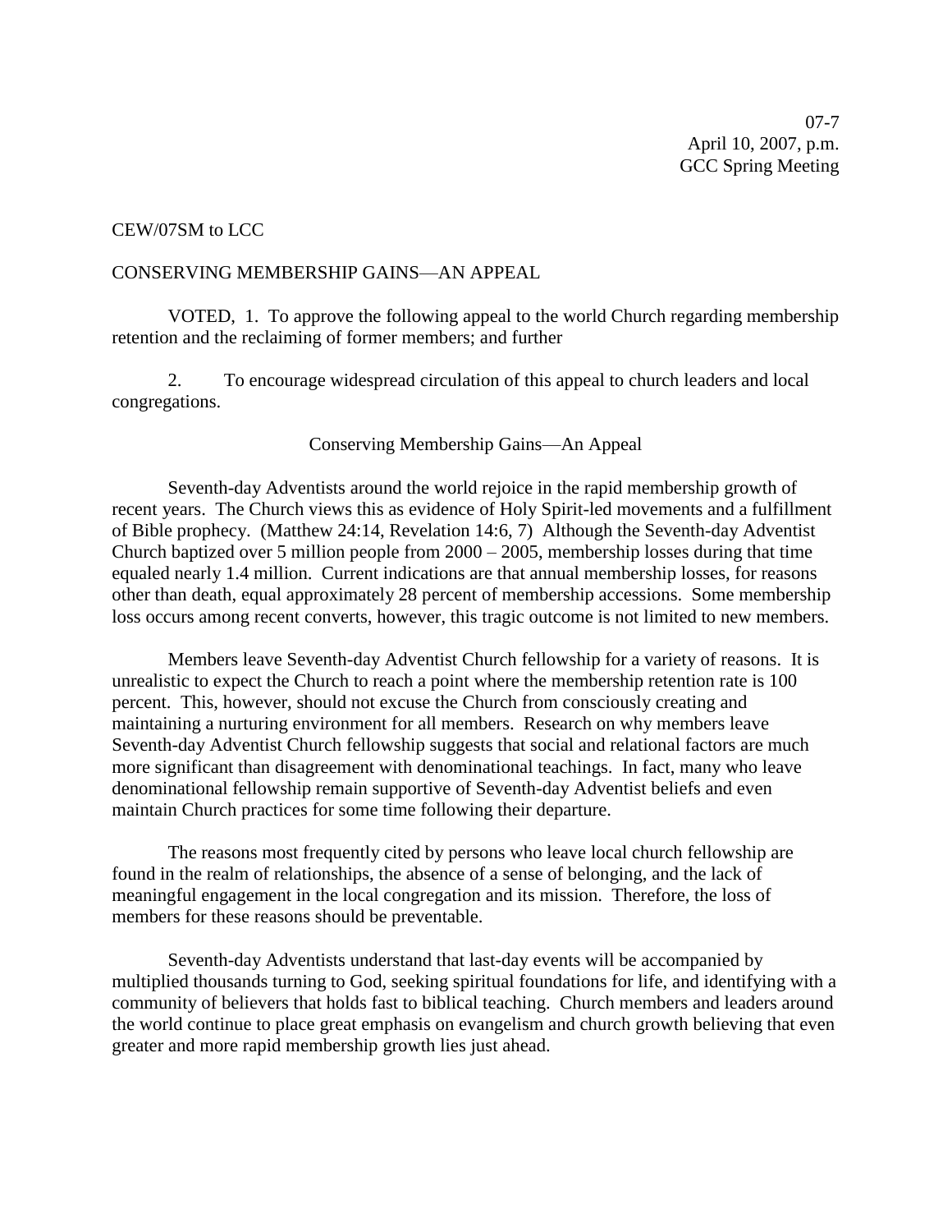07-7
April 10, 2007, p.m.
GCC Spring Meeting

CEW/07SM to LCC

CONSERVING MEMBERSHIP GAINS—AN APPEAL

VOTED, 1. To approve the following appeal to the world Church regarding membership retention and the reclaiming of former members; and further

2. To encourage widespread circulation of this appeal to church leaders and local congregations.

Conserving Membership Gains—An Appeal

Seventh-day Adventists around the world rejoice in the rapid membership growth of recent years. The Church views this as evidence of Holy Spirit-led movements and a fulfillment of Bible prophecy. (Matthew 24:14, Revelation 14:6, 7) Although the Seventh-day Adventist Church baptized over 5 million people from 2000 – 2005, membership losses during that time equaled nearly 1.4 million. Current indications are that annual membership losses, for reasons other than death, equal approximately 28 percent of membership accessions. Some membership loss occurs among recent converts, however, this tragic outcome is not limited to new members.

Members leave Seventh-day Adventist Church fellowship for a variety of reasons. It is unrealistic to expect the Church to reach a point where the membership retention rate is 100 percent. This, however, should not excuse the Church from consciously creating and maintaining a nurturing environment for all members. Research on why members leave Seventh-day Adventist Church fellowship suggests that social and relational factors are much more significant than disagreement with denominational teachings. In fact, many who leave denominational fellowship remain supportive of Seventh-day Adventist beliefs and even maintain Church practices for some time following their departure.

The reasons most frequently cited by persons who leave local church fellowship are found in the realm of relationships, the absence of a sense of belonging, and the lack of meaningful engagement in the local congregation and its mission. Therefore, the loss of members for these reasons should be preventable.

Seventh-day Adventists understand that last-day events will be accompanied by multiplied thousands turning to God, seeking spiritual foundations for life, and identifying with a community of believers that holds fast to biblical teaching. Church members and leaders around the world continue to place great emphasis on evangelism and church growth believing that even greater and more rapid membership growth lies just ahead.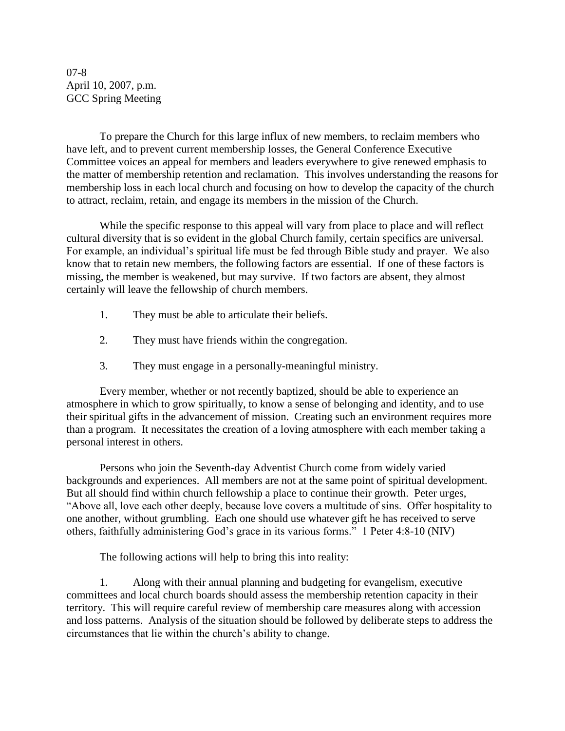07-8
April 10, 2007, p.m.
GCC Spring Meeting

To prepare the Church for this large influx of new members, to reclaim members who have left, and to prevent current membership losses, the General Conference Executive Committee voices an appeal for members and leaders everywhere to give renewed emphasis to the matter of membership retention and reclamation. This involves understanding the reasons for membership loss in each local church and focusing on how to develop the capacity of the church to attract, reclaim, retain, and engage its members in the mission of the Church.

While the specific response to this appeal will vary from place to place and will reflect cultural diversity that is so evident in the global Church family, certain specifics are universal. For example, an individual's spiritual life must be fed through Bible study and prayer. We also know that to retain new members, the following factors are essential. If one of these factors is missing, the member is weakened, but may survive. If two factors are absent, they almost certainly will leave the fellowship of church members.

1. They must be able to articulate their beliefs.
2. They must have friends within the congregation.
3. They must engage in a personally-meaningful ministry.

Every member, whether or not recently baptized, should be able to experience an atmosphere in which to grow spiritually, to know a sense of belonging and identity, and to use their spiritual gifts in the advancement of mission. Creating such an environment requires more than a program. It necessitates the creation of a loving atmosphere with each member taking a personal interest in others.

Persons who join the Seventh-day Adventist Church come from widely varied backgrounds and experiences. All members are not at the same point of spiritual development. But all should find within church fellowship a place to continue their growth. Peter urges, "Above all, love each other deeply, because love covers a multitude of sins. Offer hospitality to one another, without grumbling. Each one should use whatever gift he has received to serve others, faithfully administering God's grace in its various forms." 1 Peter 4:8-10 (NIV)

The following actions will help to bring this into reality:

1. Along with their annual planning and budgeting for evangelism, executive committees and local church boards should assess the membership retention capacity in their territory. This will require careful review of membership care measures along with accession and loss patterns. Analysis of the situation should be followed by deliberate steps to address the circumstances that lie within the church's ability to change.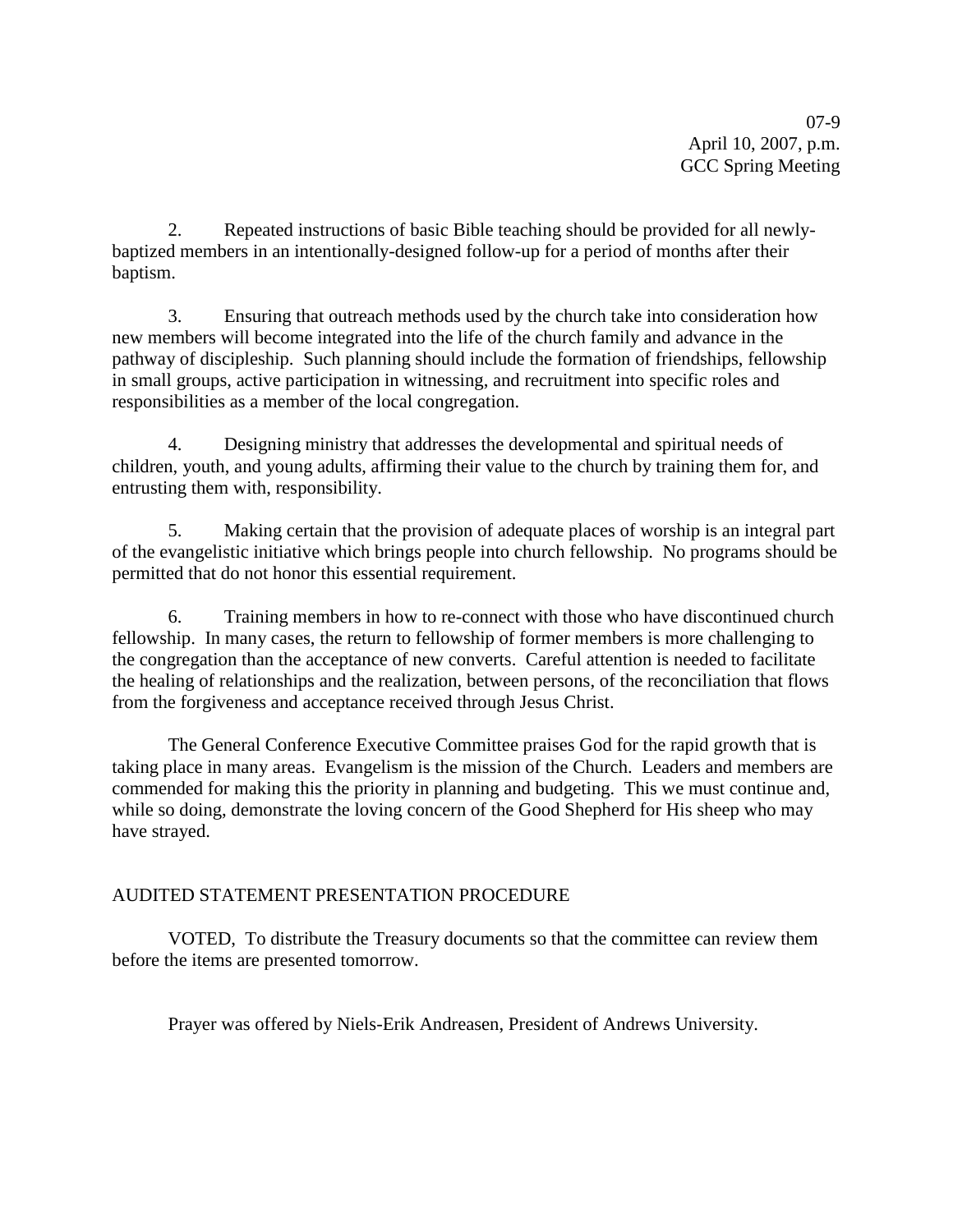2. Repeated instructions of basic Bible teaching should be provided for all newly-baptized members in an intentionally-designed follow-up for a period of months after their baptism.

3. Ensuring that outreach methods used by the church take into consideration how new members will become integrated into the life of the church family and advance in the pathway of discipleship. Such planning should include the formation of friendships, fellowship in small groups, active participation in witnessing, and recruitment into specific roles and responsibilities as a member of the local congregation.

4. Designing ministry that addresses the developmental and spiritual needs of children, youth, and young adults, affirming their value to the church by training them for, and entrusting them with, responsibility.

5. Making certain that the provision of adequate places of worship is an integral part of the evangelistic initiative which brings people into church fellowship. No programs should be permitted that do not honor this essential requirement.

6. Training members in how to re-connect with those who have discontinued church fellowship. In many cases, the return to fellowship of former members is more challenging to the congregation than the acceptance of new converts. Careful attention is needed to facilitate the healing of relationships and the realization, between persons, of the reconciliation that flows from the forgiveness and acceptance received through Jesus Christ.

The General Conference Executive Committee praises God for the rapid growth that is taking place in many areas. Evangelism is the mission of the Church. Leaders and members are commended for making this the priority in planning and budgeting. This we must continue and, while so doing, demonstrate the loving concern of the Good Shepherd for His sheep who may have strayed.

## AUDITED STATEMENT PRESENTATION PROCEDURE

VOTED, To distribute the Treasury documents so that the committee can review them before the items are presented tomorrow.

Prayer was offered by Niels-Erik Andreasen, President of Andrews University.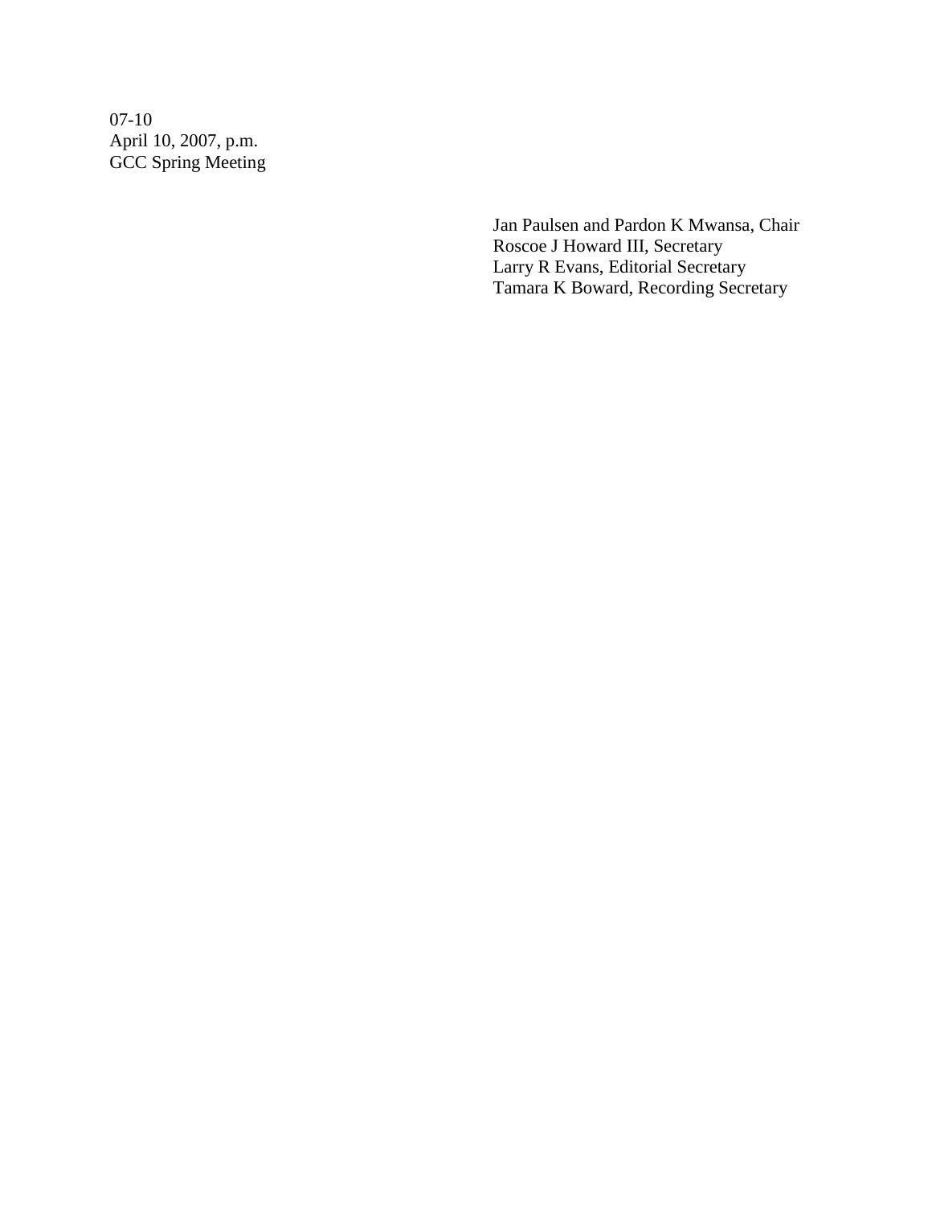07-10
April 10, 2007, p.m.
GCC Spring Meeting

Jan Paulsen and Pardon K Mwansa, Chair
Roscoe J Howard III, Secretary
Larry R Evans, Editorial Secretary
Tamara K Boward, Recording Secretary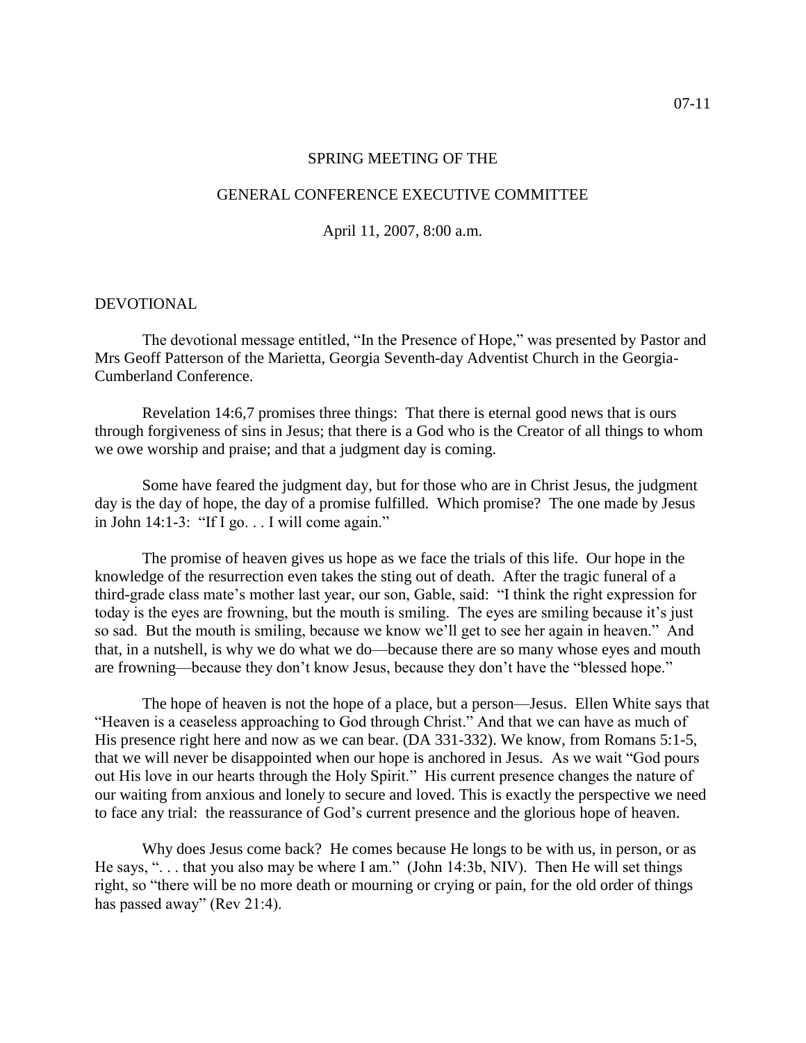07-11

SPRING MEETING OF THE

GENERAL CONFERENCE EXECUTIVE COMMITTEE

April 11, 2007, 8:00 a.m.

DEVOTIONAL

The devotional message entitled, "In the Presence of Hope," was presented by Pastor and Mrs Geoff Patterson of the Marietta, Georgia Seventh-day Adventist Church in the Georgia-Cumberland Conference.

Revelation 14:6,7 promises three things: That there is eternal good news that is ours through forgiveness of sins in Jesus; that there is a God who is the Creator of all things to whom we owe worship and praise; and that a judgment day is coming.

Some have feared the judgment day, but for those who are in Christ Jesus, the judgment day is the day of hope, the day of a promise fulfilled. Which promise? The one made by Jesus in John 14:1-3: "If I go. . . I will come again."

The promise of heaven gives us hope as we face the trials of this life. Our hope in the knowledge of the resurrection even takes the sting out of death. After the tragic funeral of a third-grade class mate's mother last year, our son, Gable, said: "I think the right expression for today is the eyes are frowning, but the mouth is smiling. The eyes are smiling because it's just so sad. But the mouth is smiling, because we know we'll get to see her again in heaven." And that, in a nutshell, is why we do what we do—because there are so many whose eyes and mouth are frowning—because they don't know Jesus, because they don't have the "blessed hope."

The hope of heaven is not the hope of a place, but a person—Jesus. Ellen White says that "Heaven is a ceaseless approaching to God through Christ." And that we can have as much of His presence right here and now as we can bear. (DA 331-332). We know, from Romans 5:1-5, that we will never be disappointed when our hope is anchored in Jesus. As we wait "God pours out His love in our hearts through the Holy Spirit." His current presence changes the nature of our waiting from anxious and lonely to secure and loved. This is exactly the perspective we need to face any trial: the reassurance of God's current presence and the glorious hope of heaven.

Why does Jesus come back? He comes because He longs to be with us, in person, or as He says, ". . . that you also may be where I am." (John 14:3b, NIV). Then He will set things right, so "there will be no more death or mourning or crying or pain, for the old order of things has passed away" (Rev 21:4).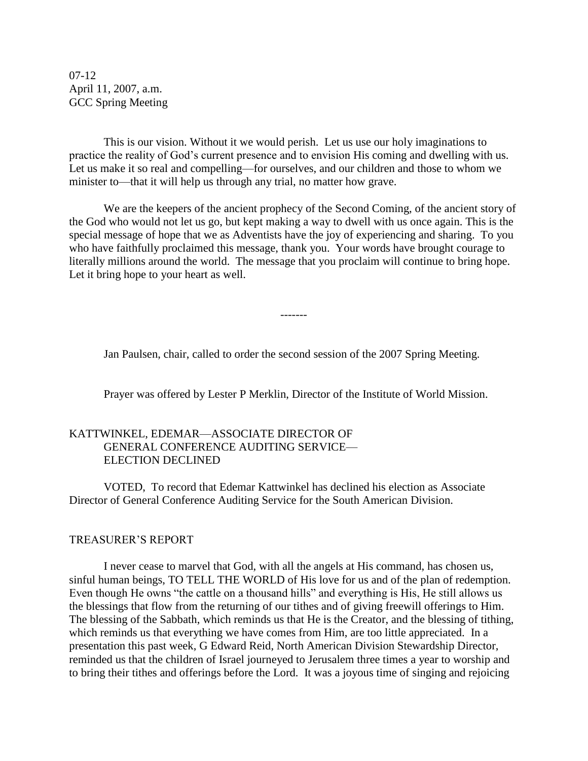07-12
April 11, 2007, a.m.
GCC Spring Meeting

This is our vision. Without it we would perish. Let us use our holy imaginations to practice the reality of God's current presence and to envision His coming and dwelling with us. Let us make it so real and compelling—for ourselves, and our children and those to whom we minister to—that it will help us through any trial, no matter how grave.

We are the keepers of the ancient prophecy of the Second Coming, of the ancient story of the God who would not let us go, but kept making a way to dwell with us once again. This is the special message of hope that we as Adventists have the joy of experiencing and sharing. To you who have faithfully proclaimed this message, thank you. Your words have brought courage to literally millions around the world. The message that you proclaim will continue to bring hope. Let it bring hope to your heart as well.

-------

Jan Paulsen, chair, called to order the second session of the 2007 Spring Meeting.

Prayer was offered by Lester P Merklin, Director of the Institute of World Mission.

KATTWINKEL, EDEMAR—ASSOCIATE DIRECTOR OF GENERAL CONFERENCE AUDITING SERVICE—ELECTION DECLINED

VOTED, To record that Edemar Kattwinkel has declined his election as Associate Director of General Conference Auditing Service for the South American Division.

TREASURER'S REPORT

I never cease to marvel that God, with all the angels at His command, has chosen us, sinful human beings, TO TELL THE WORLD of His love for us and of the plan of redemption. Even though He owns "the cattle on a thousand hills" and everything is His, He still allows us the blessings that flow from the returning of our tithes and of giving freewill offerings to Him. The blessing of the Sabbath, which reminds us that He is the Creator, and the blessing of tithing, which reminds us that everything we have comes from Him, are too little appreciated. In a presentation this past week, G Edward Reid, North American Division Stewardship Director, reminded us that the children of Israel journeyed to Jerusalem three times a year to worship and to bring their tithes and offerings before the Lord. It was a joyous time of singing and rejoicing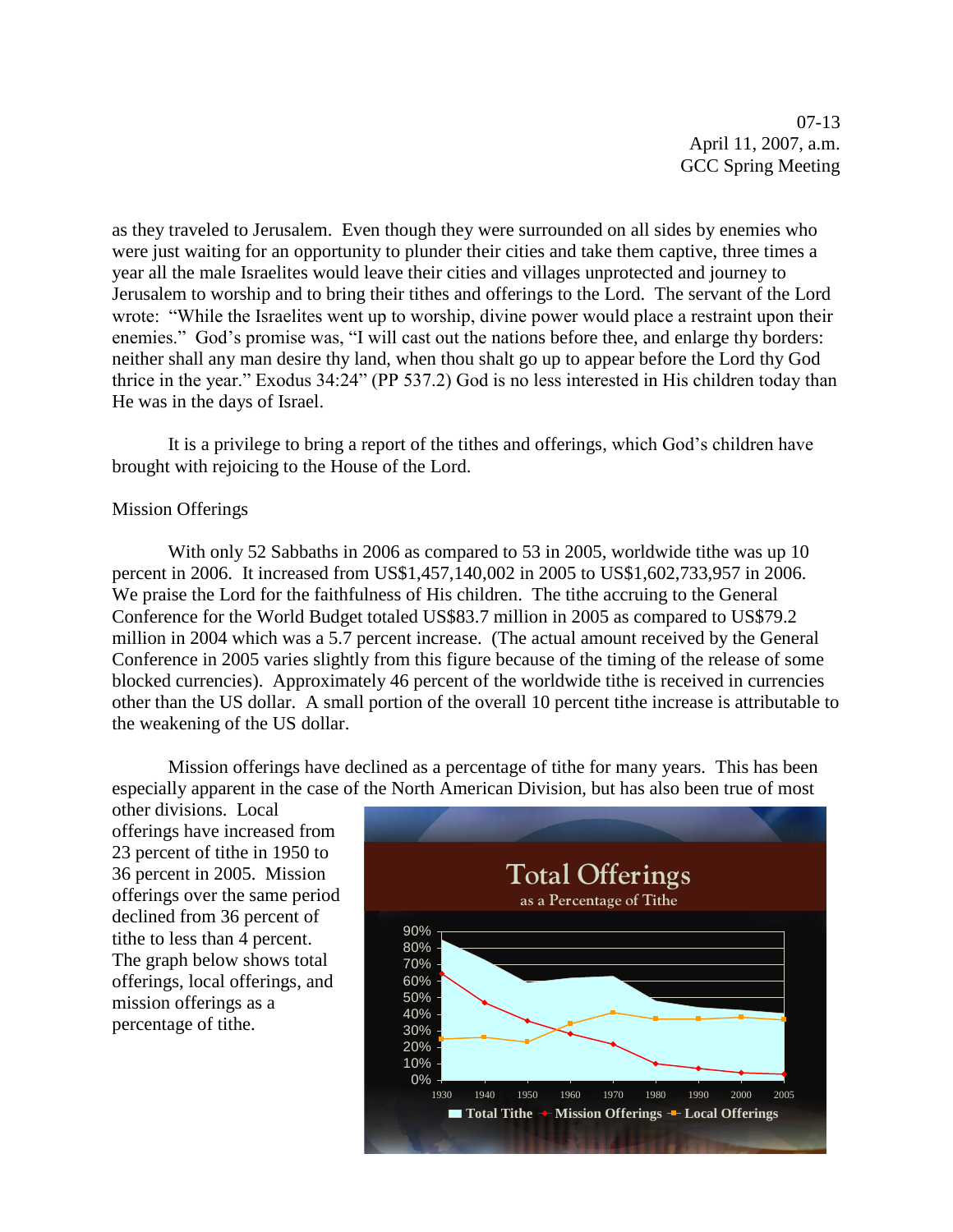as they traveled to Jerusalem. Even though they were surrounded on all sides by enemies who were just waiting for an opportunity to plunder their cities and take them captive, three times a year all the male Israelites would leave their cities and villages unprotected and journey to Jerusalem to worship and to bring their tithes and offerings to the Lord. The servant of the Lord wrote: "While the Israelites went up to worship, divine power would place a restraint upon their enemies." God's promise was, "I will cast out the nations before thee, and enlarge thy borders: neither shall any man desire thy land, when thou shalt go up to appear before the Lord thy God thrice in the year." Exodus 34:24" (PP 537.2) God is no less interested in His children today than He was in the days of Israel.

It is a privilege to bring a report of the tithes and offerings, which God's children have brought with rejoicing to the House of the Lord.

Mission Offerings

With only 52 Sabbaths in 2006 as compared to 53 in 2005, worldwide tithe was up 10 percent in 2006. It increased from US$1,457,140,002 in 2005 to US$1,602,733,957 in 2006. We praise the Lord for the faithfulness of His children. The tithe accruing to the General Conference for the World Budget totaled US$83.7 million in 2005 as compared to US$79.2 million in 2004 which was a 5.7 percent increase. (The actual amount received by the General Conference in 2005 varies slightly from this figure because of the timing of the release of some blocked currencies). Approximately 46 percent of the worldwide tithe is received in currencies other than the US dollar. A small portion of the overall 10 percent tithe increase is attributable to the weakening of the US dollar.

Mission offerings have declined as a percentage of tithe for many years. This has been especially apparent in the case of the North American Division, but has also been true of most other divisions. Local offerings have increased from 23 percent of tithe in 1950 to 36 percent in 2005. Mission offerings over the same period declined from 36 percent of tithe to less than 4 percent. The graph below shows total offerings, local offerings, and mission offerings as a percentage of tithe.

**Total Offerings**
as a Percentage of Tithe

(Chart: 1930–2005; legend: Total Tithe, Mission Offerings, Local Offerings)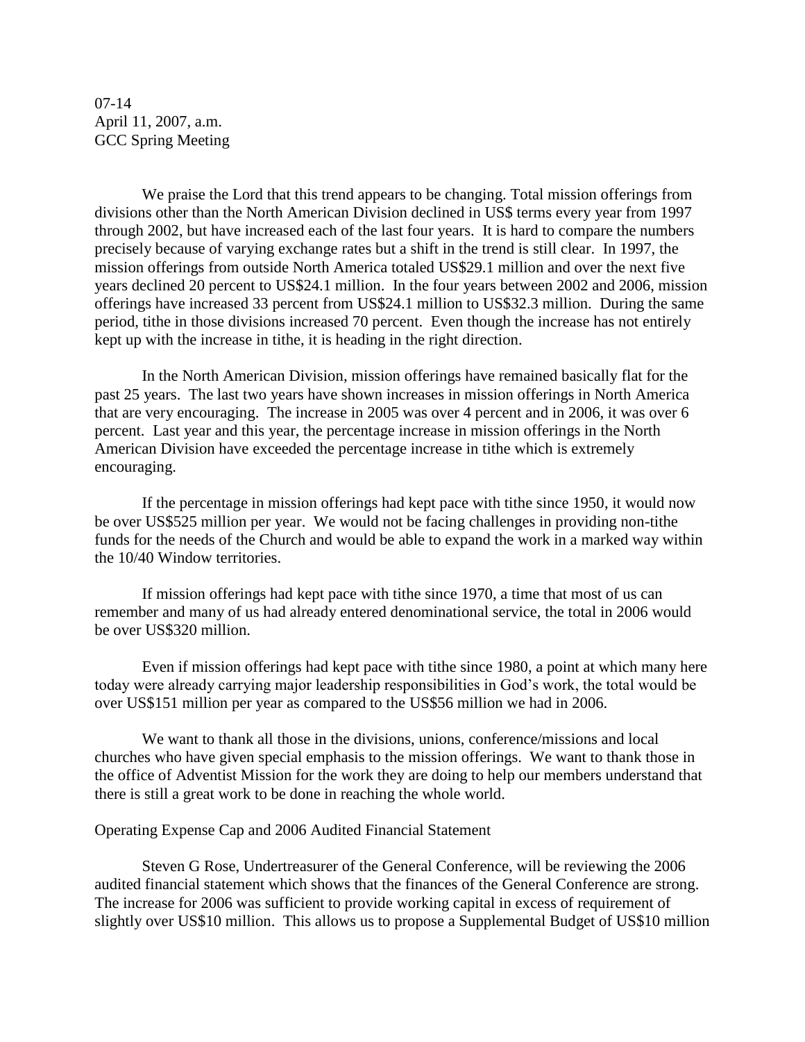07-14
April 11, 2007, a.m.
GCC Spring Meeting

We praise the Lord that this trend appears to be changing. Total mission offerings from divisions other than the North American Division declined in US$ terms every year from 1997 through 2002, but have increased each of the last four years. It is hard to compare the numbers precisely because of varying exchange rates but a shift in the trend is still clear. In 1997, the mission offerings from outside North America totaled US$29.1 million and over the next five years declined 20 percent to US$24.1 million. In the four years between 2002 and 2006, mission offerings have increased 33 percent from US$24.1 million to US$32.3 million. During the same period, tithe in those divisions increased 70 percent. Even though the increase has not entirely kept up with the increase in tithe, it is heading in the right direction.

In the North American Division, mission offerings have remained basically flat for the past 25 years. The last two years have shown increases in mission offerings in North America that are very encouraging. The increase in 2005 was over 4 percent and in 2006, it was over 6 percent. Last year and this year, the percentage increase in mission offerings in the North American Division have exceeded the percentage increase in tithe which is extremely encouraging.

If the percentage in mission offerings had kept pace with tithe since 1950, it would now be over US$525 million per year. We would not be facing challenges in providing non-tithe funds for the needs of the Church and would be able to expand the work in a marked way within the 10/40 Window territories.

If mission offerings had kept pace with tithe since 1970, a time that most of us can remember and many of us had already entered denominational service, the total in 2006 would be over US$320 million.

Even if mission offerings had kept pace with tithe since 1980, a point at which many here today were already carrying major leadership responsibilities in God's work, the total would be over US$151 million per year as compared to the US$56 million we had in 2006.

We want to thank all those in the divisions, unions, conference/missions and local churches who have given special emphasis to the mission offerings. We want to thank those in the office of Adventist Mission for the work they are doing to help our members understand that there is still a great work to be done in reaching the whole world.

Operating Expense Cap and 2006 Audited Financial Statement

Steven G Rose, Undertreasurer of the General Conference, will be reviewing the 2006 audited financial statement which shows that the finances of the General Conference are strong. The increase for 2006 was sufficient to provide working capital in excess of requirement of slightly over US$10 million. This allows us to propose a Supplemental Budget of US$10 million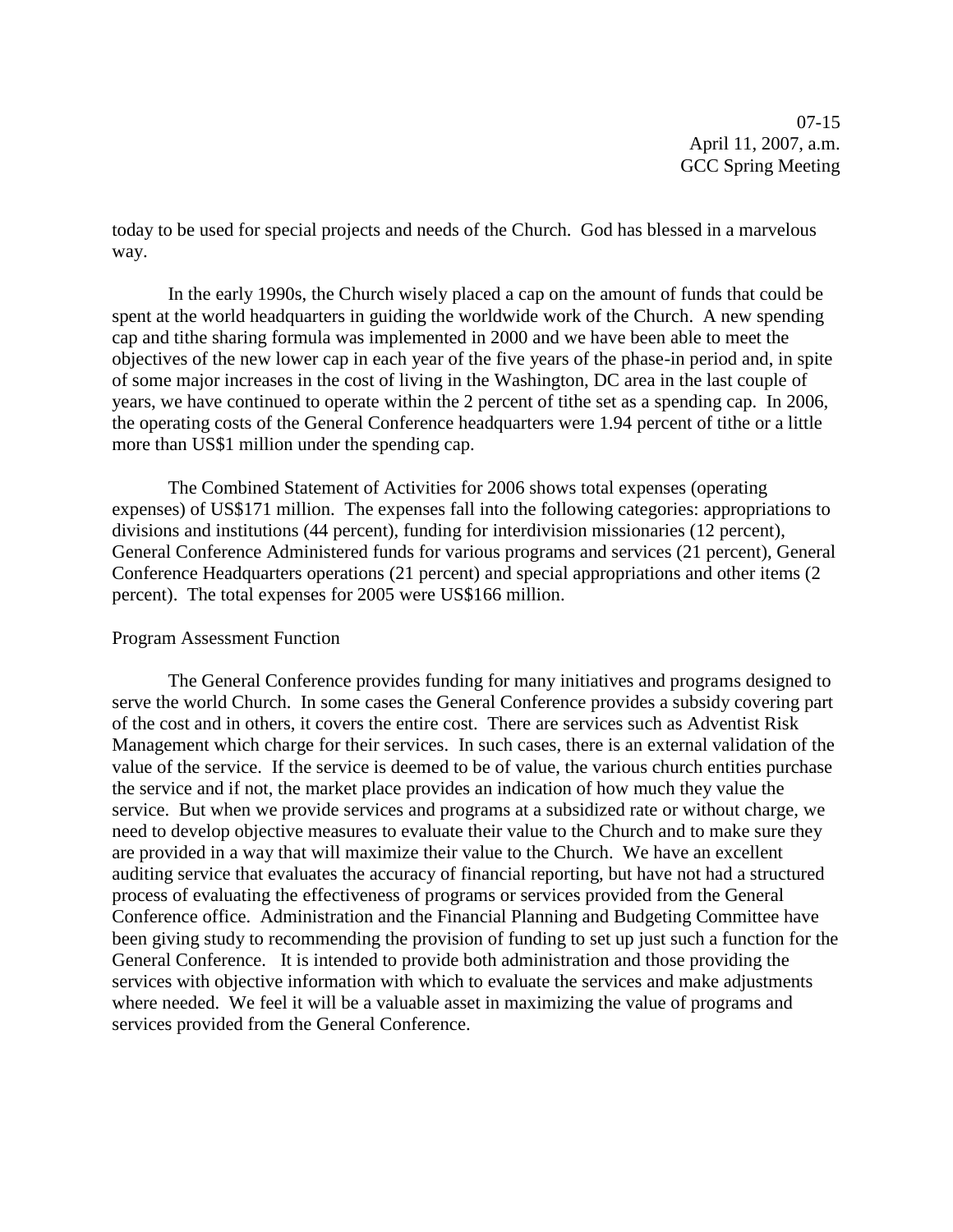today to be used for special projects and needs of the Church. God has blessed in a marvelous way.

In the early 1990s, the Church wisely placed a cap on the amount of funds that could be spent at the world headquarters in guiding the worldwide work of the Church. A new spending cap and tithe sharing formula was implemented in 2000 and we have been able to meet the objectives of the new lower cap in each year of the five years of the phase-in period and, in spite of some major increases in the cost of living in the Washington, DC area in the last couple of years, we have continued to operate within the 2 percent of tithe set as a spending cap. In 2006, the operating costs of the General Conference headquarters were 1.94 percent of tithe or a little more than US$1 million under the spending cap.

The Combined Statement of Activities for 2006 shows total expenses (operating expenses) of US$171 million. The expenses fall into the following categories: appropriations to divisions and institutions (44 percent), funding for interdivision missionaries (12 percent), General Conference Administered funds for various programs and services (21 percent), General Conference Headquarters operations (21 percent) and special appropriations and other items (2 percent). The total expenses for 2005 were US$166 million.

Program Assessment Function

The General Conference provides funding for many initiatives and programs designed to serve the world Church. In some cases the General Conference provides a subsidy covering part of the cost and in others, it covers the entire cost. There are services such as Adventist Risk Management which charge for their services. In such cases, there is an external validation of the value of the service. If the service is deemed to be of value, the various church entities purchase the service and if not, the market place provides an indication of how much they value the service. But when we provide services and programs at a subsidized rate or without charge, we need to develop objective measures to evaluate their value to the Church and to make sure they are provided in a way that will maximize their value to the Church. We have an excellent auditing service that evaluates the accuracy of financial reporting, but have not had a structured process of evaluating the effectiveness of programs or services provided from the General Conference office. Administration and the Financial Planning and Budgeting Committee have been giving study to recommending the provision of funding to set up just such a function for the General Conference. It is intended to provide both administration and those providing the services with objective information with which to evaluate the services and make adjustments where needed. We feel it will be a valuable asset in maximizing the value of programs and services provided from the General Conference.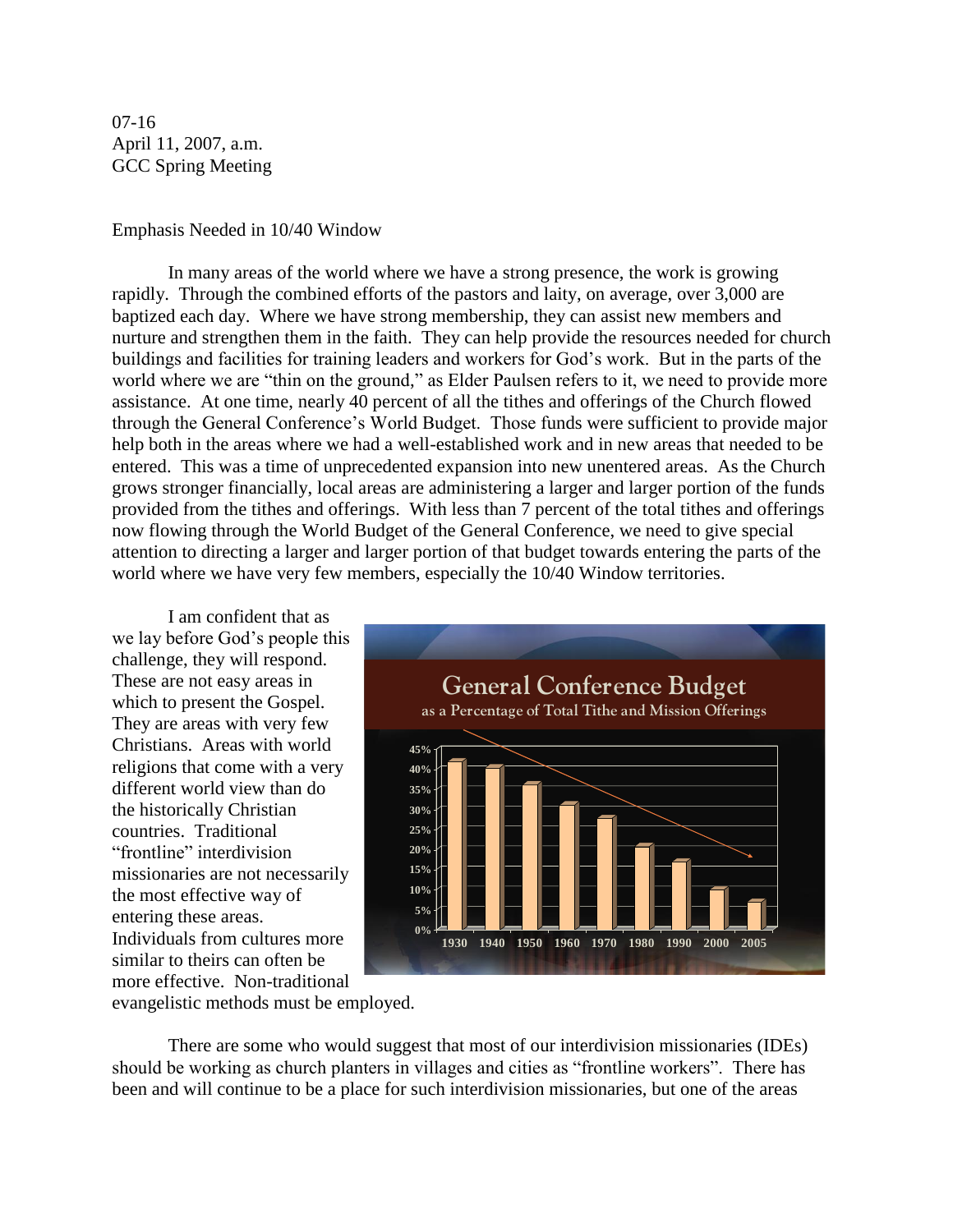07-16
April 11, 2007, a.m.
GCC Spring Meeting

Emphasis Needed in 10/40 Window

In many areas of the world where we have a strong presence, the work is growing rapidly. Through the combined efforts of the pastors and laity, on average, over 3,000 are baptized each day. Where we have strong membership, they can assist new members and nurture and strengthen them in the faith. They can help provide the resources needed for church buildings and facilities for training leaders and workers for God's work. But in the parts of the world where we are "thin on the ground," as Elder Paulsen refers to it, we need to provide more assistance. At one time, nearly 40 percent of all the tithes and offerings of the Church flowed through the General Conference's World Budget. Those funds were sufficient to provide major help both in the areas where we had a well-established work and in new areas that needed to be entered. This was a time of unprecedented expansion into new unentered areas. As the Church grows stronger financially, local areas are administering a larger and larger portion of the funds provided from the tithes and offerings. With less than 7 percent of the total tithes and offerings now flowing through the World Budget of the General Conference, we need to give special attention to directing a larger and larger portion of that budget towards entering the parts of the world where we have very few members, especially the 10/40 Window territories.

**General Conference Budget**
as a Percentage of Total Tithe and Mission Offerings

| Year | 1930 | 1940 | 1950 | 1960 | 1970 | 1980 | 1990 | 2000 | 2005 |
|---|---|---|---|---|---|---|---|---|---|
| Approx. % | 42% | 40% | 36% | 31% | 27.5% | 20.5% | 17% | 10% | 7% |

I am confident that as we lay before God's people this challenge, they will respond. These are not easy areas in which to present the Gospel. They are areas with very few Christians. Areas with world religions that come with a very different world view than do the historically Christian countries. Traditional "frontline" interdivision missionaries are not necessarily the most effective way of entering these areas. Individuals from cultures more similar to theirs can often be more effective. Non-traditional evangelistic methods must be employed.

There are some who would suggest that most of our interdivision missionaries (IDEs) should be working as church planters in villages and cities as "frontline workers". There has been and will continue to be a place for such interdivision missionaries, but one of the areas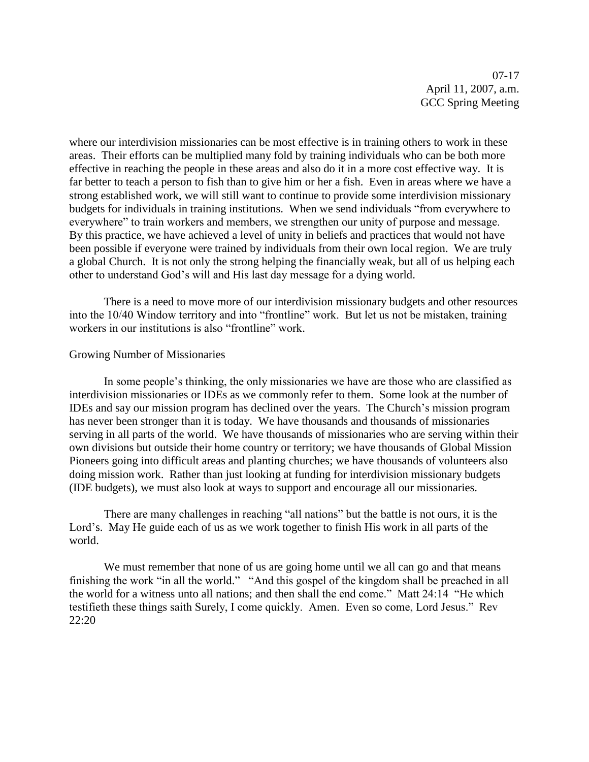where our interdivision missionaries can be most effective is in training others to work in these areas. Their efforts can be multiplied many fold by training individuals who can be both more effective in reaching the people in these areas and also do it in a more cost effective way. It is far better to teach a person to fish than to give him or her a fish. Even in areas where we have a strong established work, we will still want to continue to provide some interdivision missionary budgets for individuals in training institutions. When we send individuals "from everywhere to everywhere" to train workers and members, we strengthen our unity of purpose and message. By this practice, we have achieved a level of unity in beliefs and practices that would not have been possible if everyone were trained by individuals from their own local region. We are truly a global Church. It is not only the strong helping the financially weak, but all of us helping each other to understand God's will and His last day message for a dying world.

There is a need to move more of our interdivision missionary budgets and other resources into the 10/40 Window territory and into "frontline" work. But let us not be mistaken, training workers in our institutions is also "frontline" work.

Growing Number of Missionaries

In some people's thinking, the only missionaries we have are those who are classified as interdivision missionaries or IDEs as we commonly refer to them. Some look at the number of IDEs and say our mission program has declined over the years. The Church's mission program has never been stronger than it is today. We have thousands and thousands of missionaries serving in all parts of the world. We have thousands of missionaries who are serving within their own divisions but outside their home country or territory; we have thousands of Global Mission Pioneers going into difficult areas and planting churches; we have thousands of volunteers also doing mission work. Rather than just looking at funding for interdivision missionary budgets (IDE budgets), we must also look at ways to support and encourage all our missionaries.

There are many challenges in reaching "all nations" but the battle is not ours, it is the Lord's. May He guide each of us as we work together to finish His work in all parts of the world.

We must remember that none of us are going home until we all can go and that means finishing the work "in all the world." "And this gospel of the kingdom shall be preached in all the world for a witness unto all nations; and then shall the end come." Matt 24:14 "He which testifieth these things saith Surely, I come quickly. Amen. Even so come, Lord Jesus." Rev 22:20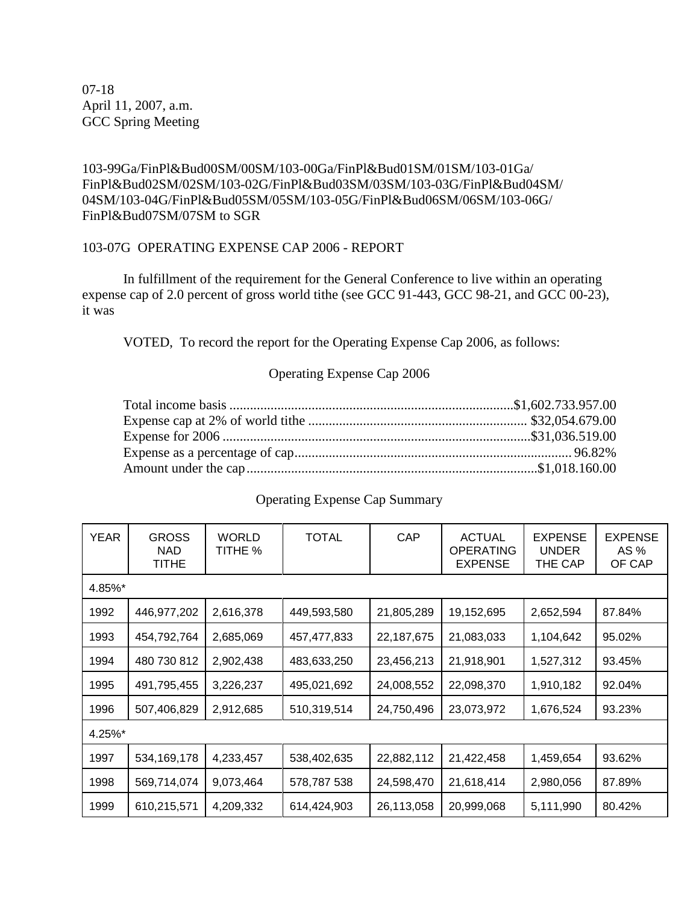07-18
April 11, 2007, a.m.
GCC Spring Meeting

103-99Ga/FinPl&Bud00SM/00SM/103-00Ga/FinPl&Bud01SM/01SM/103-01Ga/
FinPl&Bud02SM/02SM/103-02G/FinPl&Bud03SM/03SM/103-03G/FinPl&Bud04SM/
04SM/103-04G/FinPl&Bud05SM/05SM/103-05G/FinPl&Bud06SM/06SM/103-06G/
FinPl&Bud07SM/07SM to SGR

103-07G OPERATING EXPENSE CAP 2006 - REPORT

In fulfillment of the requirement for the General Conference to live within an operating expense cap of 2.0 percent of gross world tithe (see GCC 91-443, GCC 98-21, and GCC 00-23), it was

VOTED, To record the report for the Operating Expense Cap 2006, as follows:

Operating Expense Cap 2006

Total income basis ..................................................................................$1,602.733.957.00
Expense cap at 2% of world tithe ............................................................... $32,054.679.00
Expense for 2006 .........................................................................................$31,036.519.00
Expense as a percentage of cap................................................................................. 96.82%
Amount under the cap.....................................................................................$1,018.160.00

Operating Expense Cap Summary

| YEAR | GROSS NAD TITHE | WORLD TITHE % | TOTAL | CAP | ACTUAL OPERATING EXPENSE | EXPENSE UNDER THE CAP | EXPENSE AS % OF CAP |
|---|---|---|---|---|---|---|---|
| 4.85%* | | | | | | | |
| 1992 | 446,977,202 | 2,616,378 | 449,593,580 | 21,805,289 | 19,152,695 | 2,652,594 | 87.84% |
| 1993 | 454,792,764 | 2,685,069 | 457,477,833 | 22,187,675 | 21,083,033 | 1,104,642 | 95.02% |
| 1994 | 480 730 812 | 2,902,438 | 483,633,250 | 23,456,213 | 21,918,901 | 1,527,312 | 93.45% |
| 1995 | 491,795,455 | 3,226,237 | 495,021,692 | 24,008,552 | 22,098,370 | 1,910,182 | 92.04% |
| 1996 | 507,406,829 | 2,912,685 | 510,319,514 | 24,750,496 | 23,073,972 | 1,676,524 | 93.23% |
| 4.25%* | | | | | | | |
| 1997 | 534,169,178 | 4,233,457 | 538,402,635 | 22,882,112 | 21,422,458 | 1,459,654 | 93.62% |
| 1998 | 569,714,074 | 9,073,464 | 578,787 538 | 24,598,470 | 21,618,414 | 2,980,056 | 87.89% |
| 1999 | 610,215,571 | 4,209,332 | 614,424,903 | 26,113,058 | 20,999,068 | 5,111,990 | 80.42% |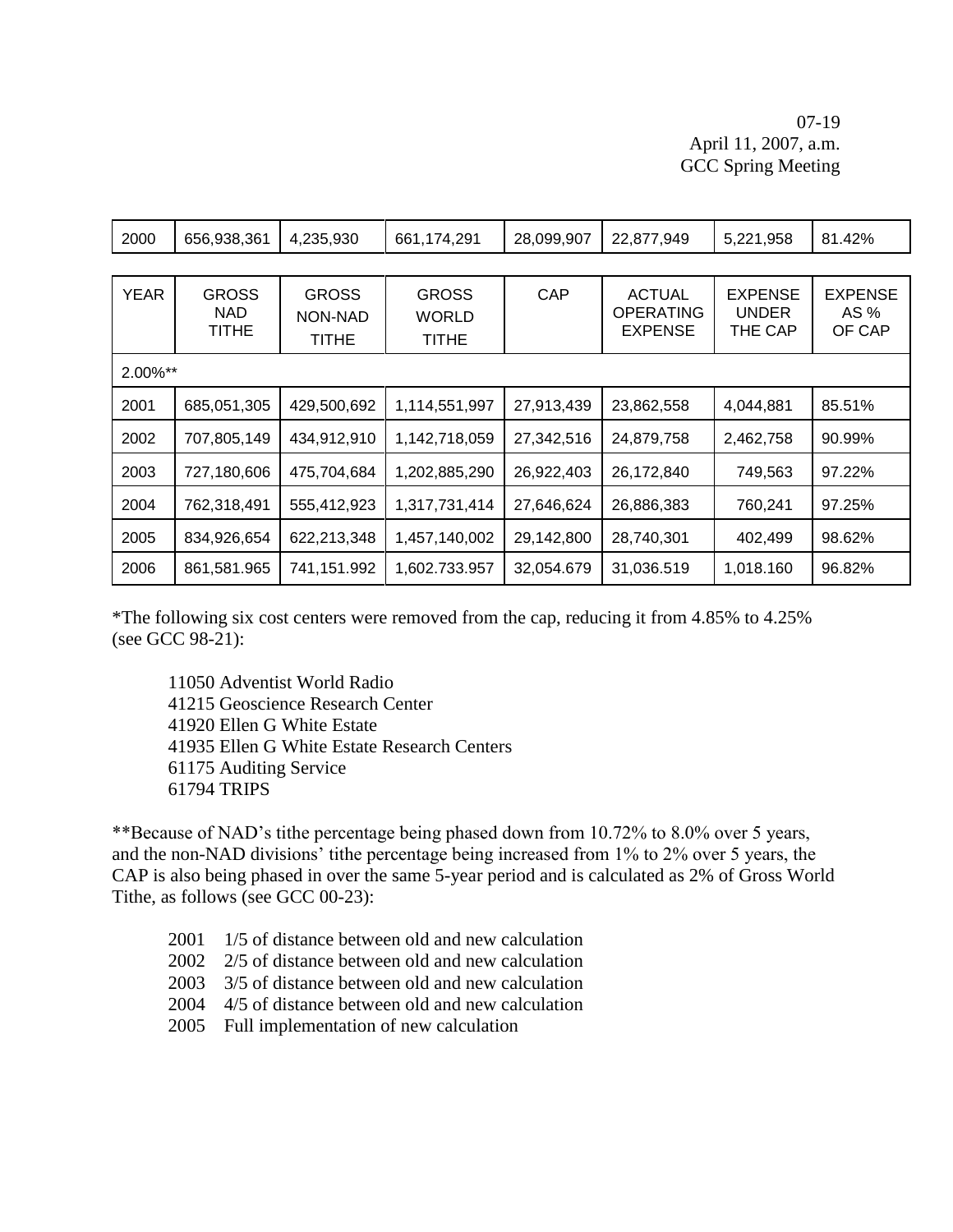07-19
April 11, 2007, a.m.
GCC Spring Meeting

| YEAR | GROSS NAD TITHE | GROSS NON-NAD TITHE | GROSS WORLD TITHE | CAP | ACTUAL OPERATING EXPENSE | EXPENSE UNDER THE CAP | EXPENSE AS % OF CAP |
|---|---|---|---|---|---|---|---|
| 2000 | 656,938,361 | 4,235,930 | 661,174,291 | 28,099,907 | 22,877,949 | 5,221,958 | 81.42% |
| 2.00%** | | | | | | | |
| 2001 | 685,051,305 | 429,500,692 | 1,114,551,997 | 27,913,439 | 23,862,558 | 4,044,881 | 85.51% |
| 2002 | 707,805,149 | 434,912,910 | 1,142,718,059 | 27,342,516 | 24,879,758 | 2,462,758 | 90.99% |
| 2003 | 727,180,606 | 475,704,684 | 1,202,885,290 | 26,922,403 | 26,172,840 | 749,563 | 97.22% |
| 2004 | 762,318,491 | 555,412,923 | 1,317,731,414 | 27,646,624 | 26,886,383 | 760,241 | 97.25% |
| 2005 | 834,926,654 | 622,213,348 | 1,457,140,002 | 29,142,800 | 28,740,301 | 402,499 | 98.62% |
| 2006 | 861,581.965 | 741,151.992 | 1,602.733.957 | 32,054.679 | 31,036.519 | 1,018.160 | 96.82% |

*The following six cost centers were removed from the cap, reducing it from 4.85% to 4.25% (see GCC 98-21):

11050 Adventist World Radio
41215 Geoscience Research Center
41920 Ellen G White Estate
41935 Ellen G White Estate Research Centers
61175 Auditing Service
61794 TRIPS

**Because of NAD's tithe percentage being phased down from 10.72% to 8.0% over 5 years, and the non-NAD divisions' tithe percentage being increased from 1% to 2% over 5 years, the CAP is also being phased in over the same 5-year period and is calculated as 2% of Gross World Tithe, as follows (see GCC 00-23):

2001 1/5 of distance between old and new calculation
2002 2/5 of distance between old and new calculation
2003 3/5 of distance between old and new calculation
2004 4/5 of distance between old and new calculation
2005 Full implementation of new calculation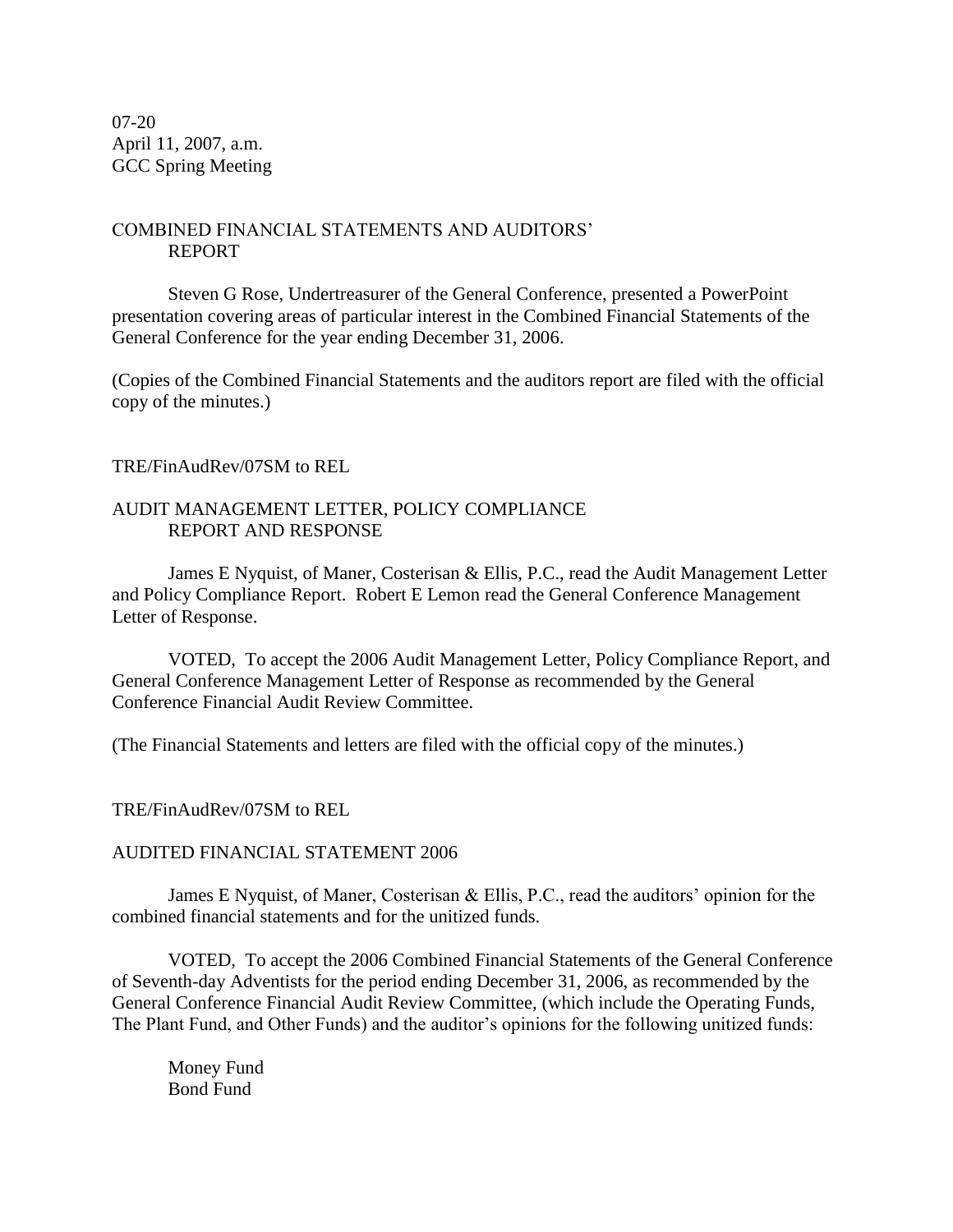07-20
April 11, 2007, a.m.
GCC Spring Meeting

COMBINED FINANCIAL STATEMENTS AND AUDITORS' REPORT

Steven G Rose, Undertreasurer of the General Conference, presented a PowerPoint presentation covering areas of particular interest in the Combined Financial Statements of the General Conference for the year ending December 31, 2006.

(Copies of the Combined Financial Statements and the auditors report are filed with the official copy of the minutes.)

TRE/FinAudRev/07SM to REL

AUDIT MANAGEMENT LETTER, POLICY COMPLIANCE REPORT AND RESPONSE

James E Nyquist, of Maner, Costerisan & Ellis, P.C., read the Audit Management Letter and Policy Compliance Report. Robert E Lemon read the General Conference Management Letter of Response.

VOTED, To accept the 2006 Audit Management Letter, Policy Compliance Report, and General Conference Management Letter of Response as recommended by the General Conference Financial Audit Review Committee.

(The Financial Statements and letters are filed with the official copy of the minutes.)

TRE/FinAudRev/07SM to REL

AUDITED FINANCIAL STATEMENT 2006

James E Nyquist, of Maner, Costerisan & Ellis, P.C., read the auditors' opinion for the combined financial statements and for the unitized funds.

VOTED, To accept the 2006 Combined Financial Statements of the General Conference of Seventh-day Adventists for the period ending December 31, 2006, as recommended by the General Conference Financial Audit Review Committee, (which include the Operating Funds, The Plant Fund, and Other Funds) and the auditor's opinions for the following unitized funds:

Money Fund
Bond Fund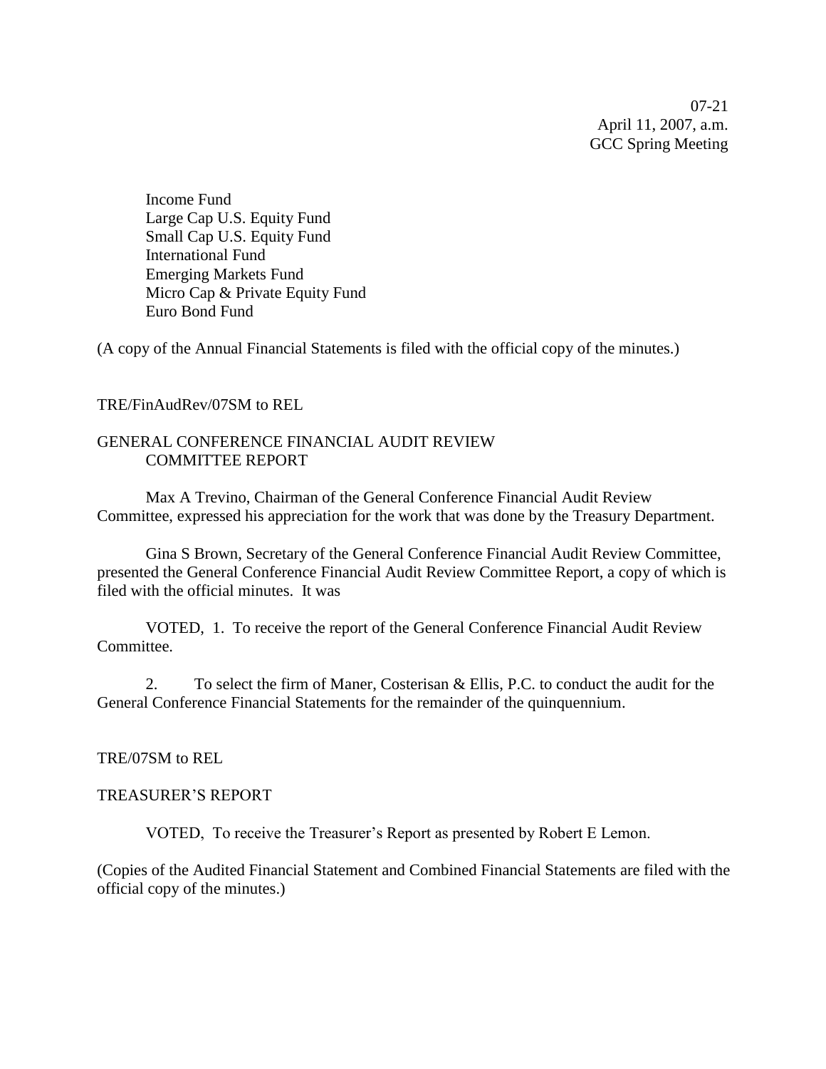Income Fund
Large Cap U.S. Equity Fund
Small Cap U.S. Equity Fund
International Fund
Emerging Markets Fund
Micro Cap & Private Equity Fund
Euro Bond Fund

(A copy of the Annual Financial Statements is filed with the official copy of the minutes.)

TRE/FinAudRev/07SM to REL

GENERAL CONFERENCE FINANCIAL AUDIT REVIEW
COMMITTEE REPORT

Max A Trevino, Chairman of the General Conference Financial Audit Review Committee, expressed his appreciation for the work that was done by the Treasury Department.

Gina S Brown, Secretary of the General Conference Financial Audit Review Committee, presented the General Conference Financial Audit Review Committee Report, a copy of which is filed with the official minutes. It was

VOTED, 1. To receive the report of the General Conference Financial Audit Review Committee.

2. To select the firm of Maner, Costerisan & Ellis, P.C. to conduct the audit for the General Conference Financial Statements for the remainder of the quinquennium.

TRE/07SM to REL

TREASURER'S REPORT

VOTED, To receive the Treasurer's Report as presented by Robert E Lemon.

(Copies of the Audited Financial Statement and Combined Financial Statements are filed with the official copy of the minutes.)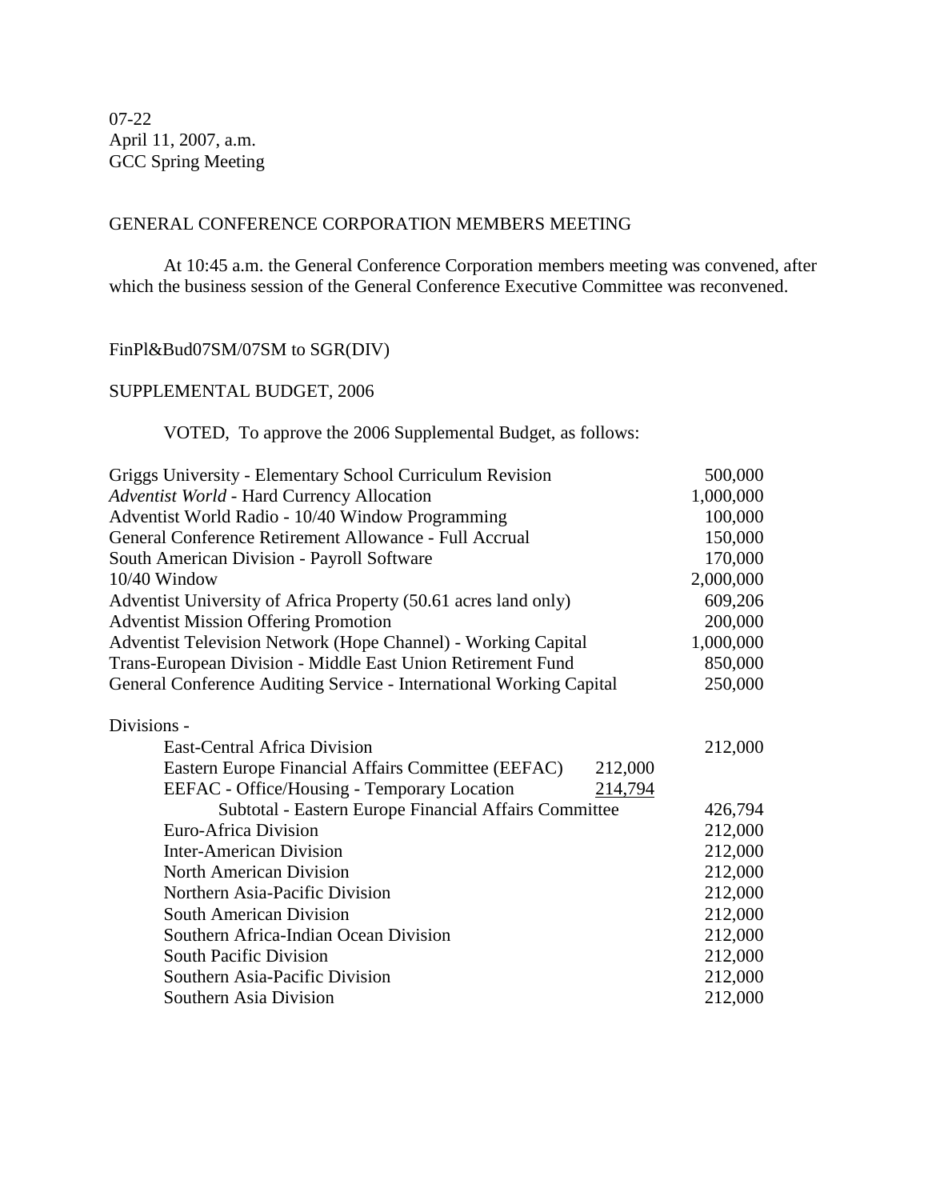07-22
April 11, 2007, a.m.
GCC Spring Meeting

GENERAL CONFERENCE CORPORATION MEMBERS MEETING

At 10:45 a.m. the General Conference Corporation members meeting was convened, after which the business session of the General Conference Executive Committee was reconvened.

FinPl&Bud07SM/07SM to SGR(DIV)

SUPPLEMENTAL BUDGET, 2006

VOTED, To approve the 2006 Supplemental Budget, as follows:

| | | |
|---|---|---|
| Griggs University - Elementary School Curriculum Revision | | 500,000 |
| *Adventist World* - Hard Currency Allocation | | 1,000,000 |
| Adventist World Radio - 10/40 Window Programming | | 100,000 |
| General Conference Retirement Allowance - Full Accrual | | 150,000 |
| South American Division - Payroll Software | | 170,000 |
| 10/40 Window | | 2,000,000 |
| Adventist University of Africa Property (50.61 acres land only) | | 609,206 |
| Adventist Mission Offering Promotion | | 200,000 |
| Adventist Television Network (Hope Channel) - Working Capital | | 1,000,000 |
| Trans-European Division - Middle East Union Retirement Fund | | 850,000 |
| General Conference Auditing Service - International Working Capital | | 250,000 |
| | | |
| Divisions - | | |
| East-Central Africa Division | | 212,000 |
| Eastern Europe Financial Affairs Committee (EEFAC) | 212,000 | |
| EEFAC - Office/Housing - Temporary Location | 214,794 | |
| Subtotal - Eastern Europe Financial Affairs Committee | | 426,794 |
| Euro-Africa Division | | 212,000 |
| Inter-American Division | | 212,000 |
| North American Division | | 212,000 |
| Northern Asia-Pacific Division | | 212,000 |
| South American Division | | 212,000 |
| Southern Africa-Indian Ocean Division | | 212,000 |
| South Pacific Division | | 212,000 |
| Southern Asia-Pacific Division | | 212,000 |
| Southern Asia Division | | 212,000 |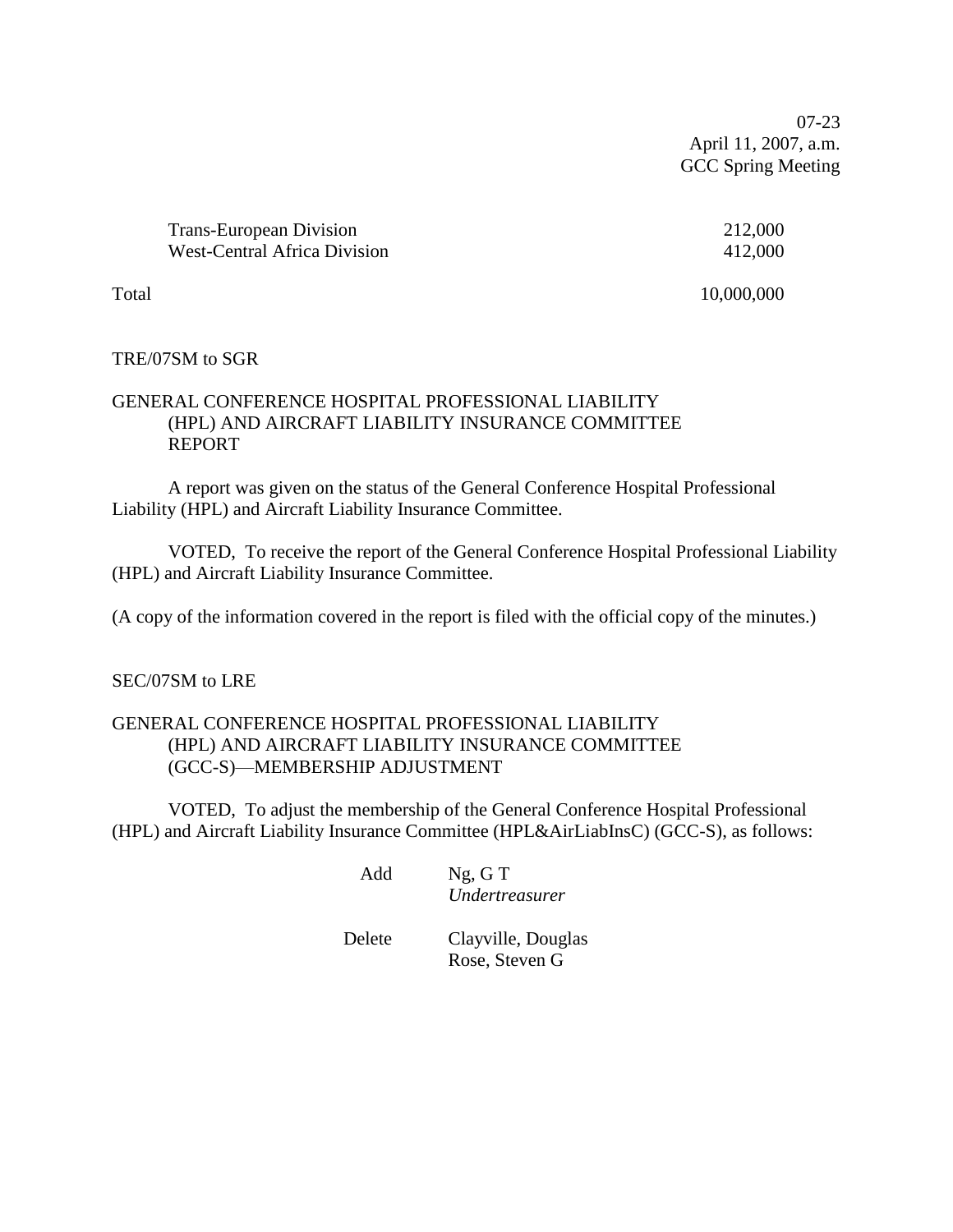| | |
|---|---|
| Trans-European Division | 212,000 |
| West-Central Africa Division | 412,000 |
| Total | 10,000,000 |

TRE/07SM to SGR

GENERAL CONFERENCE HOSPITAL PROFESSIONAL LIABILITY (HPL) AND AIRCRAFT LIABILITY INSURANCE COMMITTEE REPORT

A report was given on the status of the General Conference Hospital Professional Liability (HPL) and Aircraft Liability Insurance Committee.

VOTED, To receive the report of the General Conference Hospital Professional Liability (HPL) and Aircraft Liability Insurance Committee.

(A copy of the information covered in the report is filed with the official copy of the minutes.)

SEC/07SM to LRE

GENERAL CONFERENCE HOSPITAL PROFESSIONAL LIABILITY (HPL) AND AIRCRAFT LIABILITY INSURANCE COMMITTEE (GCC-S)—MEMBERSHIP ADJUSTMENT

VOTED, To adjust the membership of the General Conference Hospital Professional (HPL) and Aircraft Liability Insurance Committee (HPL&AirLiabInsC) (GCC-S), as follows:

Add Ng, G T
*Undertreasurer*

Delete Clayville, Douglas
Rose, Steven G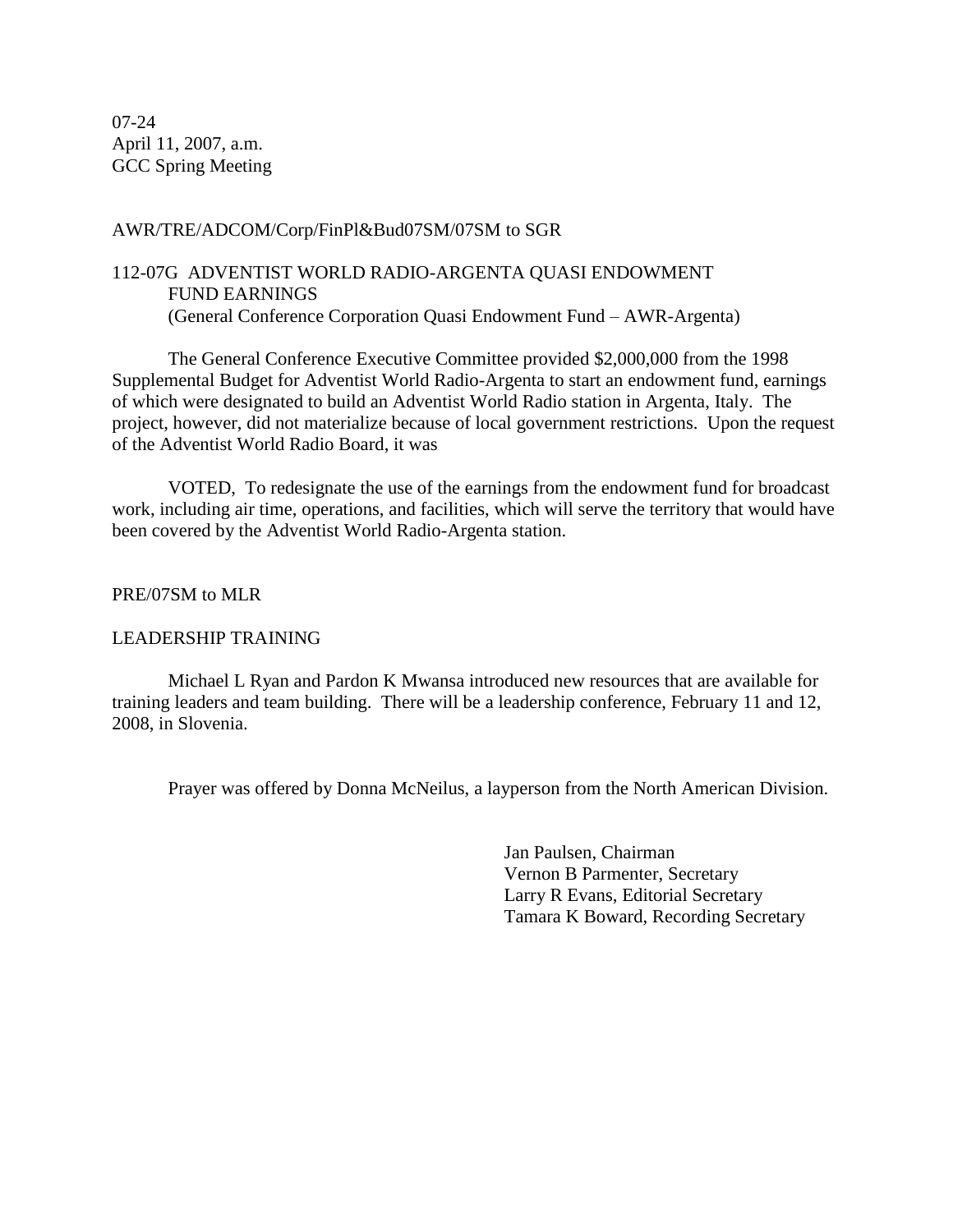07-24
April 11, 2007, a.m.
GCC Spring Meeting

AWR/TRE/ADCOM/Corp/FinPl&Bud07SM/07SM to SGR

112-07G ADVENTIST WORLD RADIO-ARGENTA QUASI ENDOWMENT FUND EARNINGS
(General Conference Corporation Quasi Endowment Fund – AWR-Argenta)

The General Conference Executive Committee provided $2,000,000 from the 1998 Supplemental Budget for Adventist World Radio-Argenta to start an endowment fund, earnings of which were designated to build an Adventist World Radio station in Argenta, Italy. The project, however, did not materialize because of local government restrictions. Upon the request of the Adventist World Radio Board, it was

VOTED, To redesignate the use of the earnings from the endowment fund for broadcast work, including air time, operations, and facilities, which will serve the territory that would have been covered by the Adventist World Radio-Argenta station.

PRE/07SM to MLR

LEADERSHIP TRAINING

Michael L Ryan and Pardon K Mwansa introduced new resources that are available for training leaders and team building. There will be a leadership conference, February 11 and 12, 2008, in Slovenia.

Prayer was offered by Donna McNeilus, a layperson from the North American Division.

Jan Paulsen, Chairman
Vernon B Parmenter, Secretary
Larry R Evans, Editorial Secretary
Tamara K Boward, Recording Secretary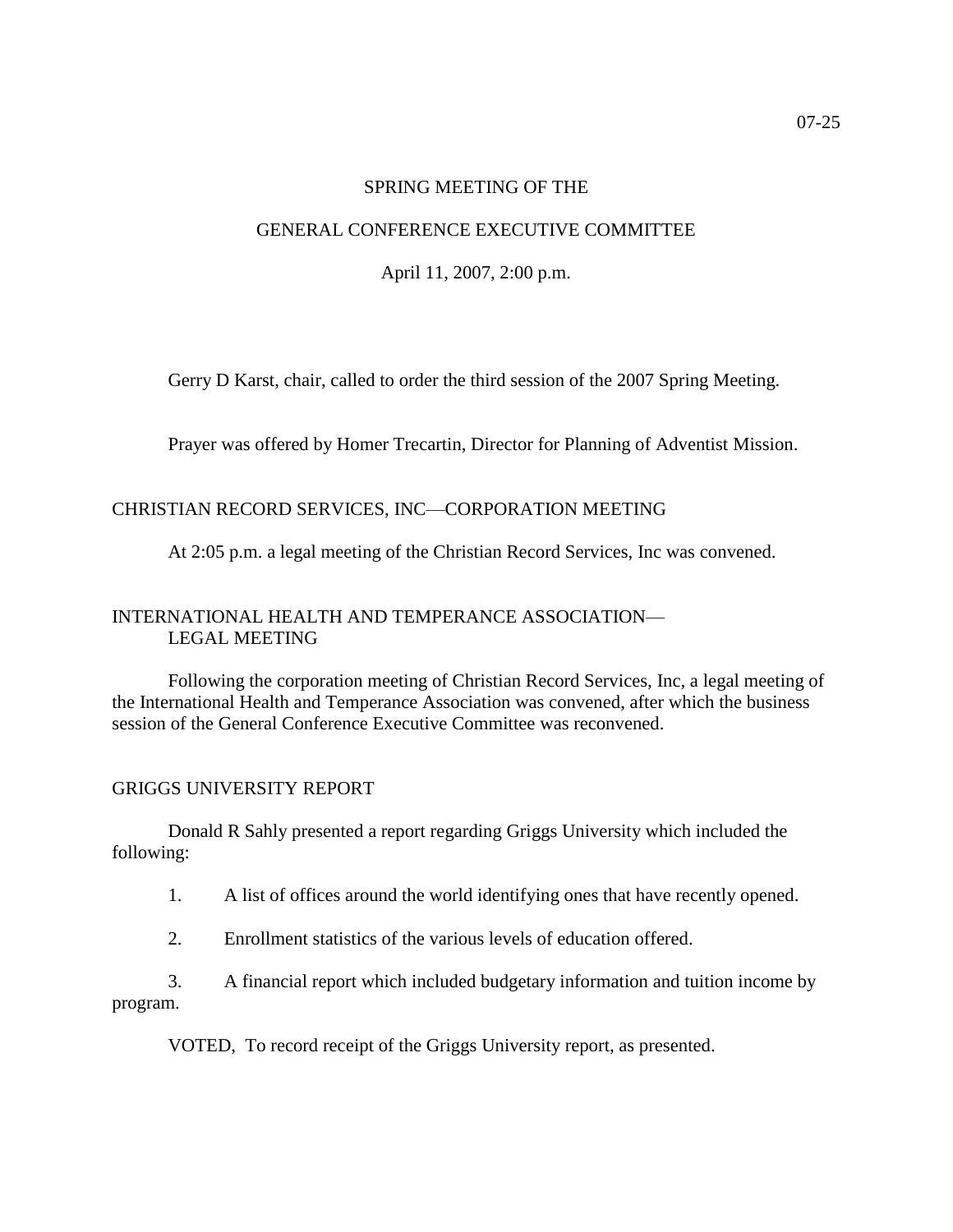# SPRING MEETING OF THE

# GENERAL CONFERENCE EXECUTIVE COMMITTEE

April 11, 2007, 2:00 p.m.

Gerry D Karst, chair, called to order the third session of the 2007 Spring Meeting.

Prayer was offered by Homer Trecartin, Director for Planning of Adventist Mission.

## CHRISTIAN RECORD SERVICES, INC—CORPORATION MEETING

At 2:05 p.m. a legal meeting of the Christian Record Services, Inc was convened.

## INTERNATIONAL HEALTH AND TEMPERANCE ASSOCIATION—LEGAL MEETING

Following the corporation meeting of Christian Record Services, Inc, a legal meeting of the International Health and Temperance Association was convened, after which the business session of the General Conference Executive Committee was reconvened.

## GRIGGS UNIVERSITY REPORT

Donald R Sahly presented a report regarding Griggs University which included the following:

1. A list of offices around the world identifying ones that have recently opened.

2. Enrollment statistics of the various levels of education offered.

3. A financial report which included budgetary information and tuition income by program.

VOTED, To record receipt of the Griggs University report, as presented.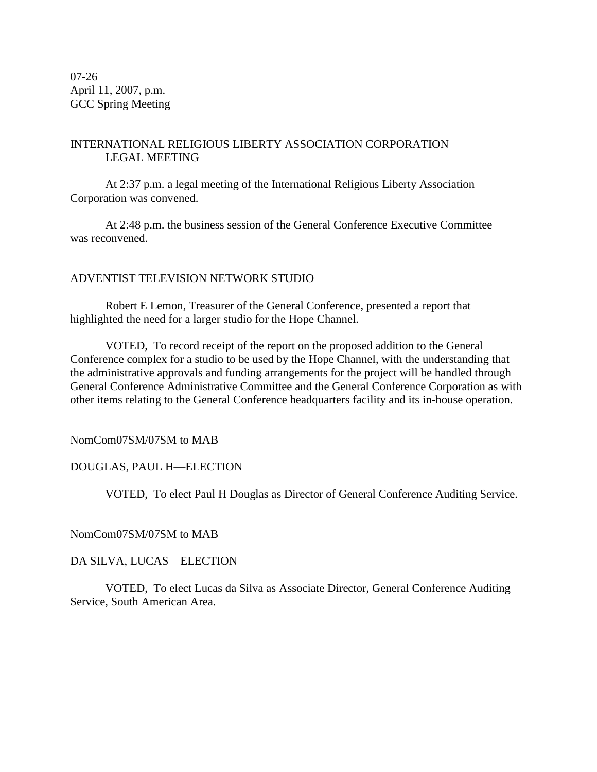07-26
April 11, 2007, p.m.
GCC Spring Meeting

INTERNATIONAL RELIGIOUS LIBERTY ASSOCIATION CORPORATION—LEGAL MEETING

At 2:37 p.m. a legal meeting of the International Religious Liberty Association Corporation was convened.

At 2:48 p.m. the business session of the General Conference Executive Committee was reconvened.

ADVENTIST TELEVISION NETWORK STUDIO

Robert E Lemon, Treasurer of the General Conference, presented a report that highlighted the need for a larger studio for the Hope Channel.

VOTED, To record receipt of the report on the proposed addition to the General Conference complex for a studio to be used by the Hope Channel, with the understanding that the administrative approvals and funding arrangements for the project will be handled through General Conference Administrative Committee and the General Conference Corporation as with other items relating to the General Conference headquarters facility and its in-house operation.

NomCom07SM/07SM to MAB

DOUGLAS, PAUL H—ELECTION

VOTED, To elect Paul H Douglas as Director of General Conference Auditing Service.

NomCom07SM/07SM to MAB

DA SILVA, LUCAS—ELECTION

VOTED, To elect Lucas da Silva as Associate Director, General Conference Auditing Service, South American Area.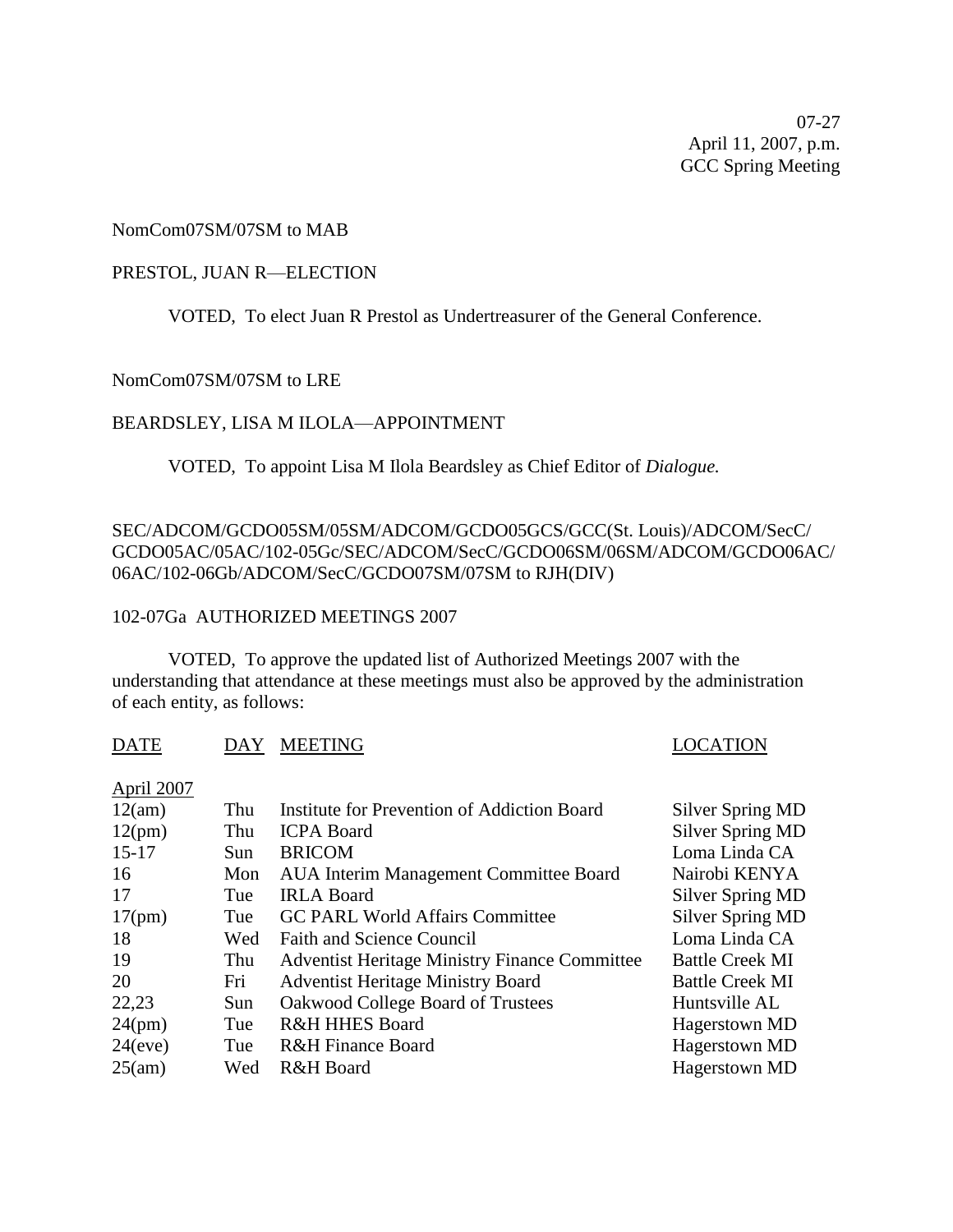07-27
April 11, 2007, p.m.
GCC Spring Meeting

NomCom07SM/07SM to MAB

PRESTOL, JUAN R—ELECTION

VOTED, To elect Juan R Prestol as Undertreasurer of the General Conference.

NomCom07SM/07SM to LRE

BEARDSLEY, LISA M ILOLA—APPOINTMENT

VOTED, To appoint Lisa M Ilola Beardsley as Chief Editor of *Dialogue.*

SEC/ADCOM/GCDO05SM/05SM/ADCOM/GCDO05GCS/GCC(St. Louis)/ADCOM/SecC/GCDO05AC/05AC/102-05Gc/SEC/ADCOM/SecC/GCDO06SM/06SM/ADCOM/GCDO06AC/06AC/102-06Gb/ADCOM/SecC/GCDO07SM/07SM to RJH(DIV)

102-07Ga AUTHORIZED MEETINGS 2007

VOTED, To approve the updated list of Authorized Meetings 2007 with the understanding that attendance at these meetings must also be approved by the administration of each entity, as follows:

| DATE | DAY | MEETING | LOCATION |
|---|---|---|---|
| April 2007 | | | |
| 12(am) | Thu | Institute for Prevention of Addiction Board | Silver Spring MD |
| 12(pm) | Thu | ICPA Board | Silver Spring MD |
| 15-17 | Sun | BRICOM | Loma Linda CA |
| 16 | Mon | AUA Interim Management Committee Board | Nairobi KENYA |
| 17 | Tue | IRLA Board | Silver Spring MD |
| 17(pm) | Tue | GC PARL World Affairs Committee | Silver Spring MD |
| 18 | Wed | Faith and Science Council | Loma Linda CA |
| 19 | Thu | Adventist Heritage Ministry Finance Committee | Battle Creek MI |
| 20 | Fri | Adventist Heritage Ministry Board | Battle Creek MI |
| 22,23 | Sun | Oakwood College Board of Trustees | Huntsville AL |
| 24(pm) | Tue | R&H HHES Board | Hagerstown MD |
| 24(eve) | Tue | R&H Finance Board | Hagerstown MD |
| 25(am) | Wed | R&H Board | Hagerstown MD |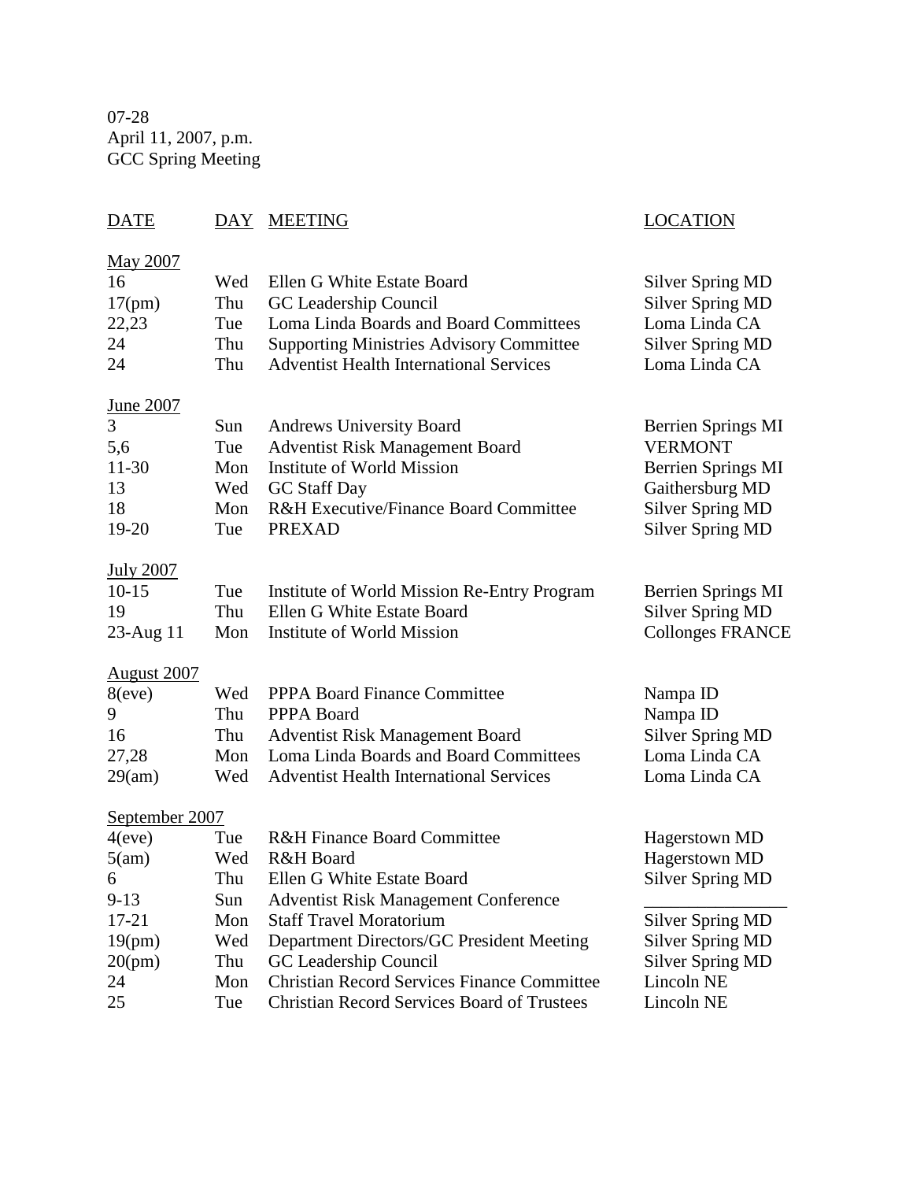07-28
April 11, 2007, p.m.
GCC Spring Meeting

| DATE | DAY | MEETING | LOCATION |
|---|---|---|---|
| **May 2007** | | | |
| 16 | Wed | Ellen G White Estate Board | Silver Spring MD |
| 17(pm) | Thu | GC Leadership Council | Silver Spring MD |
| 22,23 | Tue | Loma Linda Boards and Board Committees | Loma Linda CA |
| 24 | Thu | Supporting Ministries Advisory Committee | Silver Spring MD |
| 24 | Thu | Adventist Health International Services | Loma Linda CA |
| **June 2007** | | | |
| 3 | Sun | Andrews University Board | Berrien Springs MI |
| 5,6 | Tue | Adventist Risk Management Board | VERMONT |
| 11-30 | Mon | Institute of World Mission | Berrien Springs MI |
| 13 | Wed | GC Staff Day | Gaithersburg MD |
| 18 | Mon | R&H Executive/Finance Board Committee | Silver Spring MD |
| 19-20 | Tue | PREXAD | Silver Spring MD |
| **July 2007** | | | |
| 10-15 | Tue | Institute of World Mission Re-Entry Program | Berrien Springs MI |
| 19 | Thu | Ellen G White Estate Board | Silver Spring MD |
| 23-Aug 11 | Mon | Institute of World Mission | Collonges FRANCE |
| **August 2007** | | | |
| 8(eve) | Wed | PPPA Board Finance Committee | Nampa ID |
| 9 | Thu | PPPA Board | Nampa ID |
| 16 | Thu | Adventist Risk Management Board | Silver Spring MD |
| 27,28 | Mon | Loma Linda Boards and Board Committees | Loma Linda CA |
| 29(am) | Wed | Adventist Health International Services | Loma Linda CA |
| **September 2007** | | | |
| 4(eve) | Tue | R&H Finance Board Committee | Hagerstown MD |
| 5(am) | Wed | R&H Board | Hagerstown MD |
| 6 | Thu | Ellen G White Estate Board | Silver Spring MD |
| 9-13 | Sun | Adventist Risk Management Conference | _______________ |
| 17-21 | Mon | Staff Travel Moratorium | Silver Spring MD |
| 19(pm) | Wed | Department Directors/GC President Meeting | Silver Spring MD |
| 20(pm) | Thu | GC Leadership Council | Silver Spring MD |
| 24 | Mon | Christian Record Services Finance Committee | Lincoln NE |
| 25 | Tue | Christian Record Services Board of Trustees | Lincoln NE |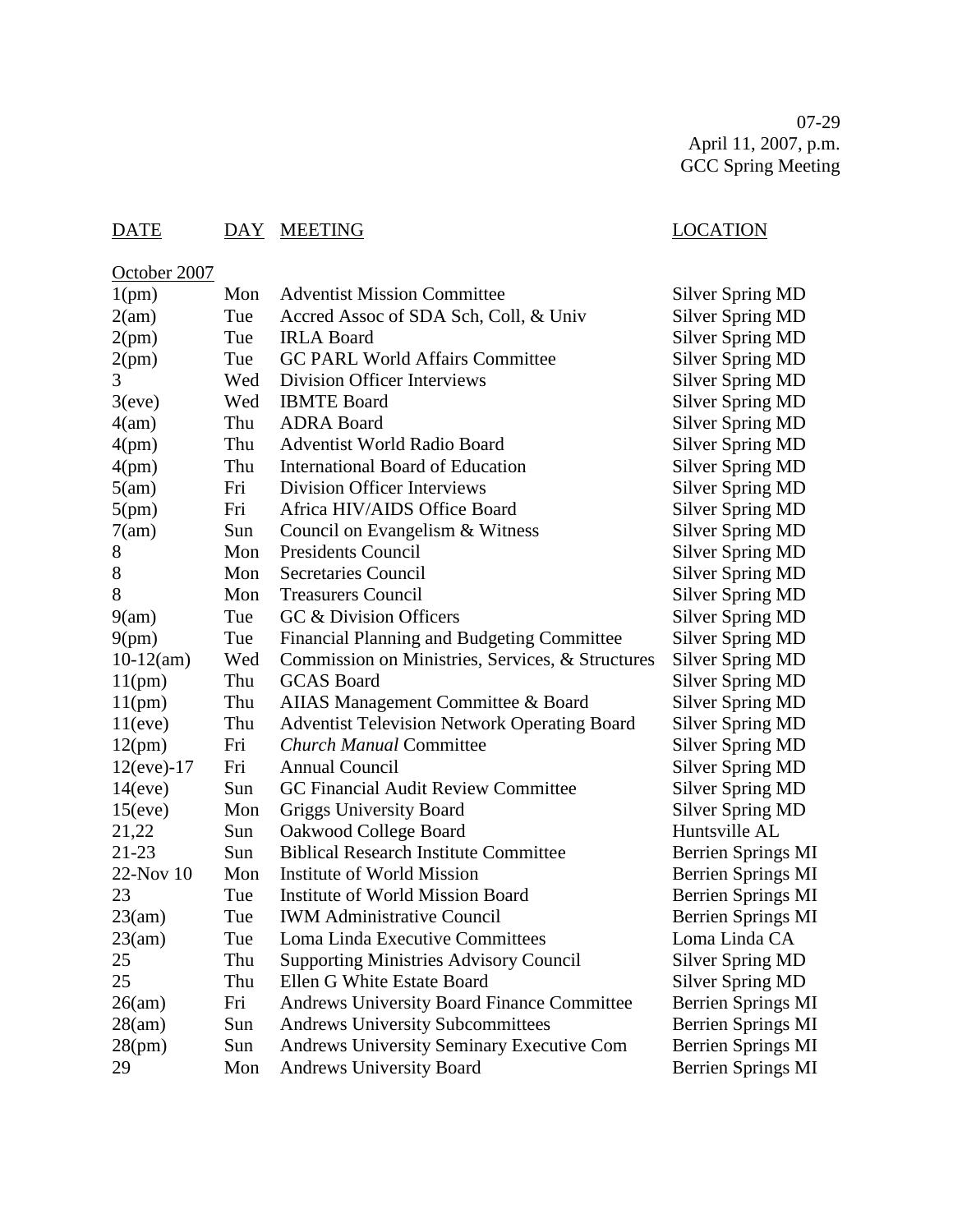07-29
April 11, 2007, p.m.
GCC Spring Meeting

| DATE | DAY | MEETING | LOCATION |
|---|---|---|---|
| October 2007 | | | |
| 1(pm) | Mon | Adventist Mission Committee | Silver Spring MD |
| 2(am) | Tue | Accred Assoc of SDA Sch, Coll, & Univ | Silver Spring MD |
| 2(pm) | Tue | IRLA Board | Silver Spring MD |
| 2(pm) | Tue | GC PARL World Affairs Committee | Silver Spring MD |
| 3 | Wed | Division Officer Interviews | Silver Spring MD |
| 3(eve) | Wed | IBMTE Board | Silver Spring MD |
| 4(am) | Thu | ADRA Board | Silver Spring MD |
| 4(pm) | Thu | Adventist World Radio Board | Silver Spring MD |
| 4(pm) | Thu | International Board of Education | Silver Spring MD |
| 5(am) | Fri | Division Officer Interviews | Silver Spring MD |
| 5(pm) | Fri | Africa HIV/AIDS Office Board | Silver Spring MD |
| 7(am) | Sun | Council on Evangelism & Witness | Silver Spring MD |
| 8 | Mon | Presidents Council | Silver Spring MD |
| 8 | Mon | Secretaries Council | Silver Spring MD |
| 8 | Mon | Treasurers Council | Silver Spring MD |
| 9(am) | Tue | GC & Division Officers | Silver Spring MD |
| 9(pm) | Tue | Financial Planning and Budgeting Committee | Silver Spring MD |
| 10-12(am) | Wed | Commission on Ministries, Services, & Structures | Silver Spring MD |
| 11(pm) | Thu | GCAS Board | Silver Spring MD |
| 11(pm) | Thu | AIIAS Management Committee & Board | Silver Spring MD |
| 11(eve) | Thu | Adventist Television Network Operating Board | Silver Spring MD |
| 12(pm) | Fri | *Church Manual* Committee | Silver Spring MD |
| 12(eve)-17 | Fri | Annual Council | Silver Spring MD |
| 14(eve) | Sun | GC Financial Audit Review Committee | Silver Spring MD |
| 15(eve) | Mon | Griggs University Board | Silver Spring MD |
| 21,22 | Sun | Oakwood College Board | Huntsville AL |
| 21-23 | Sun | Biblical Research Institute Committee | Berrien Springs MI |
| 22-Nov 10 | Mon | Institute of World Mission | Berrien Springs MI |
| 23 | Tue | Institute of World Mission Board | Berrien Springs MI |
| 23(am) | Tue | IWM Administrative Council | Berrien Springs MI |
| 23(am) | Tue | Loma Linda Executive Committees | Loma Linda CA |
| 25 | Thu | Supporting Ministries Advisory Council | Silver Spring MD |
| 25 | Thu | Ellen G White Estate Board | Silver Spring MD |
| 26(am) | Fri | Andrews University Board Finance Committee | Berrien Springs MI |
| 28(am) | Sun | Andrews University Subcommittees | Berrien Springs MI |
| 28(pm) | Sun | Andrews University Seminary Executive Com | Berrien Springs MI |
| 29 | Mon | Andrews University Board | Berrien Springs MI |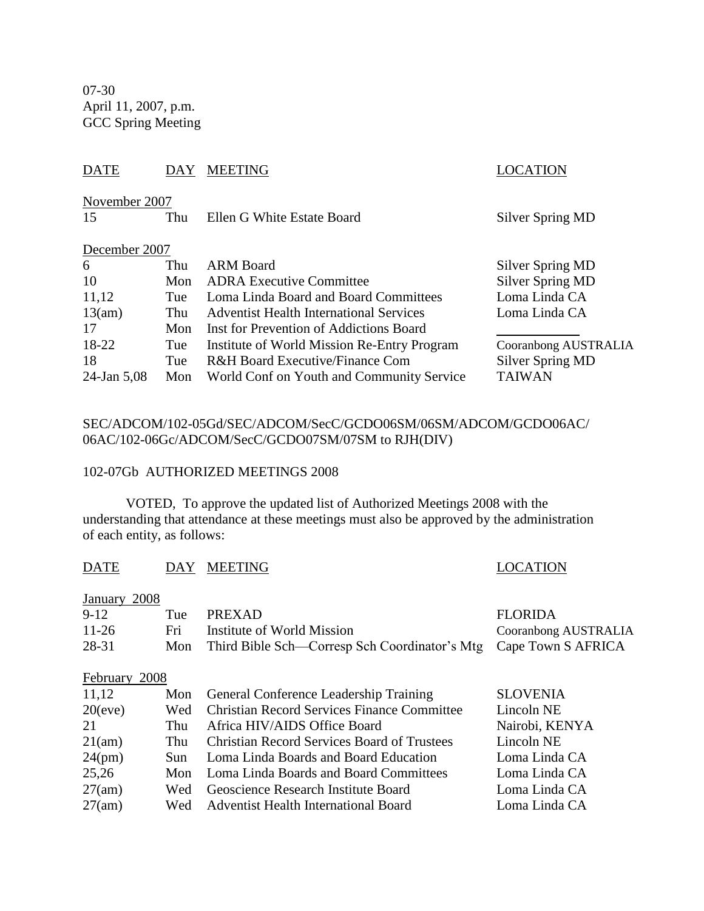07-30
April 11, 2007, p.m.
GCC Spring Meeting

| DATE | DAY | MEETING | LOCATION |
|---|---|---|---|
| November 2007 | | | |
| 15 | Thu | Ellen G White Estate Board | Silver Spring MD |
| December 2007 | | | |
| 6 | Thu | ARM Board | Silver Spring MD |
| 10 | Mon | ADRA Executive Committee | Silver Spring MD |
| 11,12 | Tue | Loma Linda Board and Board Committees | Loma Linda CA |
| 13(am) | Thu | Adventist Health International Services | Loma Linda CA |
| 17 | Mon | Inst for Prevention of Addictions Board | ____________ |
| 18-22 | Tue | Institute of World Mission Re-Entry Program | Cooranbong AUSTRALIA |
| 18 | Tue | R&H Board Executive/Finance Com | Silver Spring MD |
| 24-Jan 5,08 | Mon | World Conf on Youth and Community Service | TAIWAN |

SEC/ADCOM/102-05Gd/SEC/ADCOM/SecC/GCDO06SM/06SM/ADCOM/GCDO06AC/06AC/102-06Gc/ADCOM/SecC/GCDO07SM/07SM to RJH(DIV)

102-07Gb AUTHORIZED MEETINGS 2008

VOTED, To approve the updated list of Authorized Meetings 2008 with the understanding that attendance at these meetings must also be approved by the administration of each entity, as follows:

| DATE | DAY | MEETING | LOCATION |
|---|---|---|---|
| January 2008 | | | |
| 9-12 | Tue | PREXAD | FLORIDA |
| 11-26 | Fri | Institute of World Mission | Cooranbong AUSTRALIA |
| 28-31 | Mon | Third Bible Sch—Corresp Sch Coordinator's Mtg | Cape Town S AFRICA |
| February 2008 | | | |
| 11,12 | Mon | General Conference Leadership Training | SLOVENIA |
| 20(eve) | Wed | Christian Record Services Finance Committee | Lincoln NE |
| 21 | Thu | Africa HIV/AIDS Office Board | Nairobi, KENYA |
| 21(am) | Thu | Christian Record Services Board of Trustees | Lincoln NE |
| 24(pm) | Sun | Loma Linda Boards and Board Education | Loma Linda CA |
| 25,26 | Mon | Loma Linda Boards and Board Committees | Loma Linda CA |
| 27(am) | Wed | Geoscience Research Institute Board | Loma Linda CA |
| 27(am) | Wed | Adventist Health International Board | Loma Linda CA |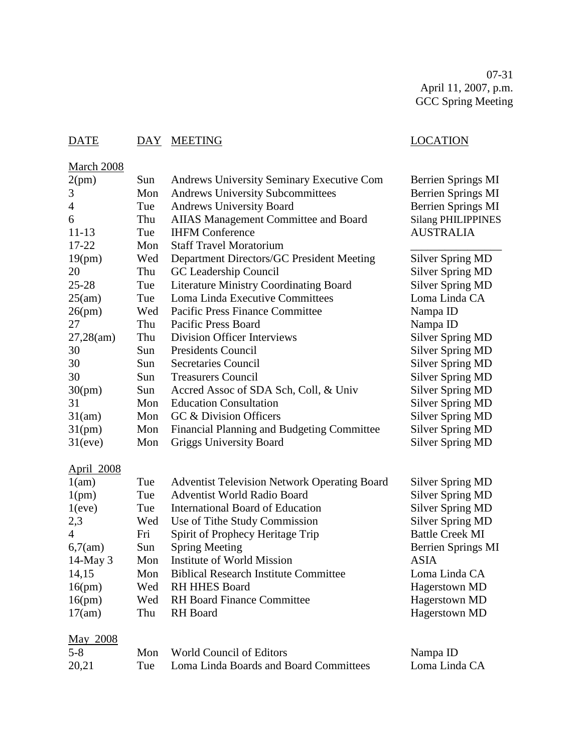07-31
April 11, 2007, p.m.
GCC Spring Meeting

| DATE | DAY | MEETING | LOCATION |
|---|---|---|---|
| March 2008 | | | |
| 2(pm) | Sun | Andrews University Seminary Executive Com | Berrien Springs MI |
| 3 | Mon | Andrews University Subcommittees | Berrien Springs MI |
| 4 | Tue | Andrews University Board | Berrien Springs MI |
| 6 | Thu | AIIAS Management Committee and Board | Silang PHILIPPINES |
| 11-13 | Tue | IHFM Conference | AUSTRALIA |
| 17-22 | Mon | Staff Travel Moratorium | ________________ |
| 19(pm) | Wed | Department Directors/GC President Meeting | Silver Spring MD |
| 20 | Thu | GC Leadership Council | Silver Spring MD |
| 25-28 | Tue | Literature Ministry Coordinating Board | Silver Spring MD |
| 25(am) | Tue | Loma Linda Executive Committees | Loma Linda CA |
| 26(pm) | Wed | Pacific Press Finance Committee | Nampa ID |
| 27 | Thu | Pacific Press Board | Nampa ID |
| 27,28(am) | Thu | Division Officer Interviews | Silver Spring MD |
| 30 | Sun | Presidents Council | Silver Spring MD |
| 30 | Sun | Secretaries Council | Silver Spring MD |
| 30 | Sun | Treasurers Council | Silver Spring MD |
| 30(pm) | Sun | Accred Assoc of SDA Sch, Coll, & Univ | Silver Spring MD |
| 31 | Mon | Education Consultation | Silver Spring MD |
| 31(am) | Mon | GC & Division Officers | Silver Spring MD |
| 31(pm) | Mon | Financial Planning and Budgeting Committee | Silver Spring MD |
| 31(eve) | Mon | Griggs University Board | Silver Spring MD |
| April 2008 | | | |
| 1(am) | Tue | Adventist Television Network Operating Board | Silver Spring MD |
| 1(pm) | Tue | Adventist World Radio Board | Silver Spring MD |
| 1(eve) | Tue | International Board of Education | Silver Spring MD |
| 2,3 | Wed | Use of Tithe Study Commission | Silver Spring MD |
| 4 | Fri | Spirit of Prophecy Heritage Trip | Battle Creek MI |
| 6,7(am) | Sun | Spring Meeting | Berrien Springs MI |
| 14-May 3 | Mon | Institute of World Mission | ASIA |
| 14,15 | Mon | Biblical Research Institute Committee | Loma Linda CA |
| 16(pm) | Wed | RH HHES Board | Hagerstown MD |
| 16(pm) | Wed | RH Board Finance Committee | Hagerstown MD |
| 17(am) | Thu | RH Board | Hagerstown MD |
| May 2008 | | | |
| 5-8 | Mon | World Council of Editors | Nampa ID |
| 20,21 | Tue | Loma Linda Boards and Board Committees | Loma Linda CA |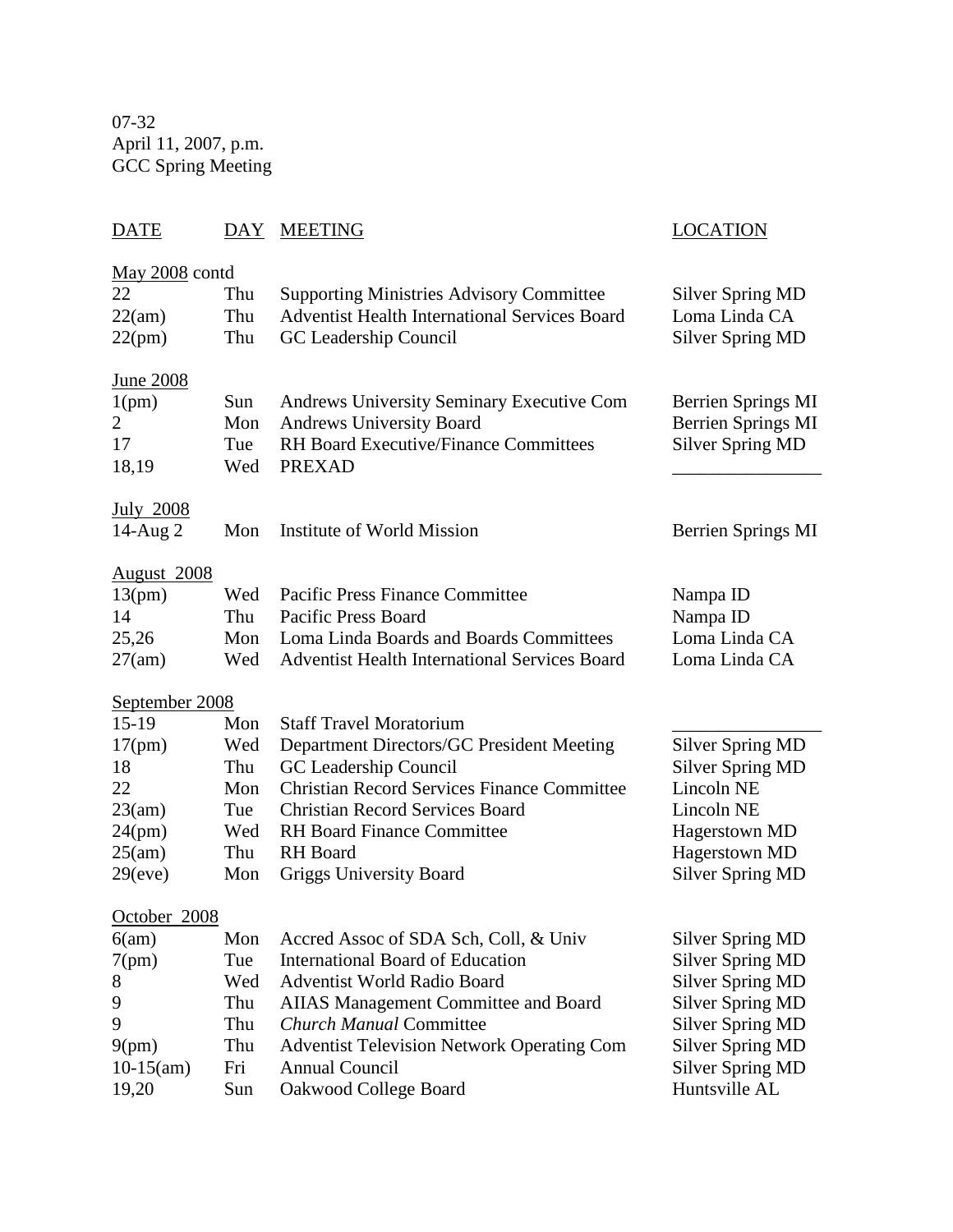07-32
April 11, 2007, p.m.
GCC Spring Meeting

| DATE | DAY | MEETING | LOCATION |
|---|---|---|---|
| May 2008 contd | | | |
| 22 | Thu | Supporting Ministries Advisory Committee | Silver Spring MD |
| 22(am) | Thu | Adventist Health International Services Board | Loma Linda CA |
| 22(pm) | Thu | GC Leadership Council | Silver Spring MD |
| June 2008 | | | |
| 1(pm) | Sun | Andrews University Seminary Executive Com | Berrien Springs MI |
| 2 | Mon | Andrews University Board | Berrien Springs MI |
| 17 | Tue | RH Board Executive/Finance Committees | Silver Spring MD |
| 18,19 | Wed | PREXAD | ________________ |
| July 2008 | | | |
| 14-Aug 2 | Mon | Institute of World Mission | Berrien Springs MI |
| August 2008 | | | |
| 13(pm) | Wed | Pacific Press Finance Committee | Nampa ID |
| 14 | Thu | Pacific Press Board | Nampa ID |
| 25,26 | Mon | Loma Linda Boards and Boards Committees | Loma Linda CA |
| 27(am) | Wed | Adventist Health International Services Board | Loma Linda CA |
| September 2008 | | | |
| 15-19 | Mon | Staff Travel Moratorium | ________________ |
| 17(pm) | Wed | Department Directors/GC President Meeting | Silver Spring MD |
| 18 | Thu | GC Leadership Council | Silver Spring MD |
| 22 | Mon | Christian Record Services Finance Committee | Lincoln NE |
| 23(am) | Tue | Christian Record Services Board | Lincoln NE |
| 24(pm) | Wed | RH Board Finance Committee | Hagerstown MD |
| 25(am) | Thu | RH Board | Hagerstown MD |
| 29(eve) | Mon | Griggs University Board | Silver Spring MD |
| October 2008 | | | |
| 6(am) | Mon | Accred Assoc of SDA Sch, Coll, & Univ | Silver Spring MD |
| 7(pm) | Tue | International Board of Education | Silver Spring MD |
| 8 | Wed | Adventist World Radio Board | Silver Spring MD |
| 9 | Thu | AIIAS Management Committee and Board | Silver Spring MD |
| 9 | Thu | *Church Manual* Committee | Silver Spring MD |
| 9(pm) | Thu | Adventist Television Network Operating Com | Silver Spring MD |
| 10-15(am) | Fri | Annual Council | Silver Spring MD |
| 19,20 | Sun | Oakwood College Board | Huntsville AL |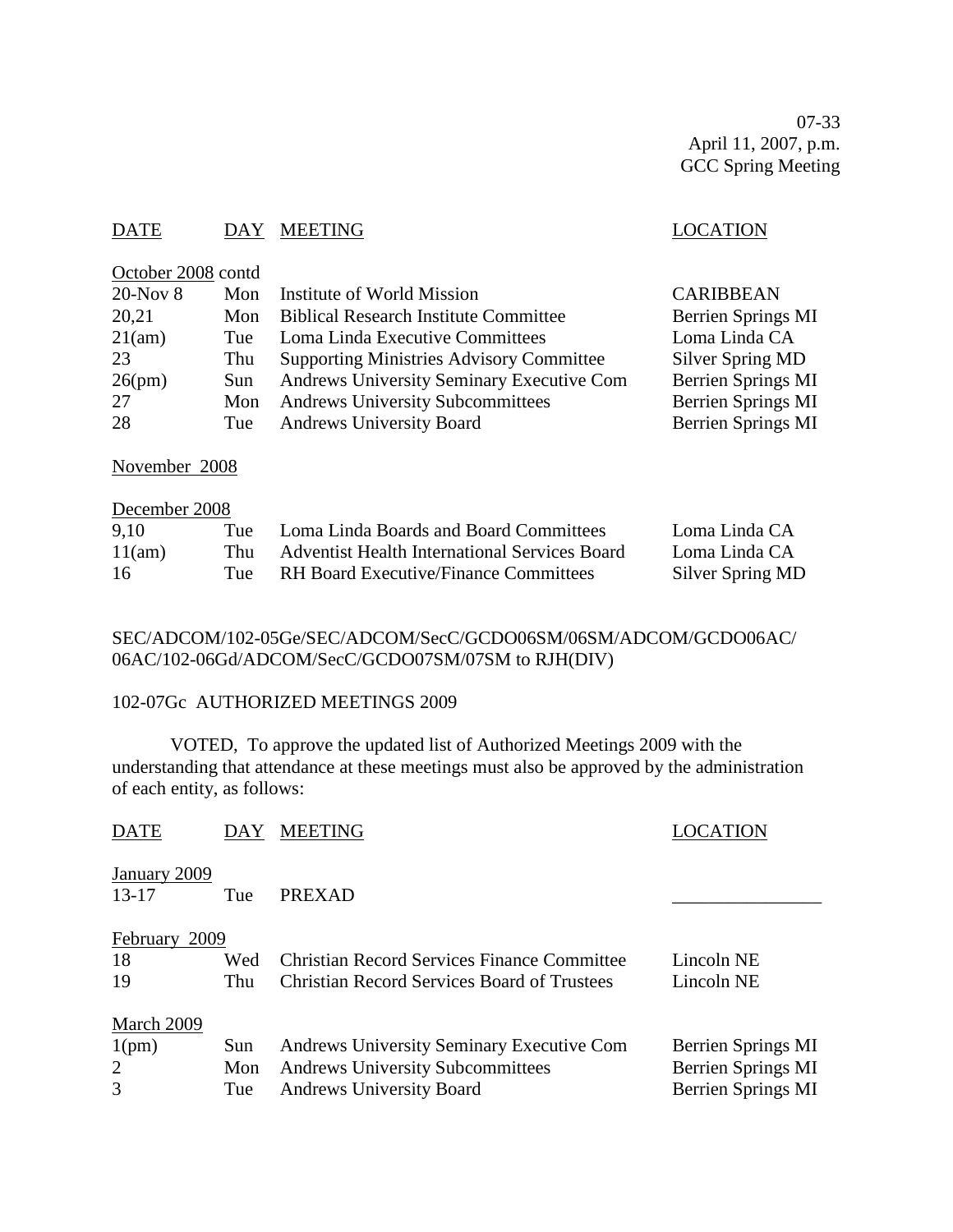07-33
April 11, 2007, p.m.
GCC Spring Meeting

| DATE | DAY | MEETING | LOCATION |
|---|---|---|---|
| October 2008 contd | | | |
| 20-Nov 8 | Mon | Institute of World Mission | CARIBBEAN |
| 20,21 | Mon | Biblical Research Institute Committee | Berrien Springs MI |
| 21(am) | Tue | Loma Linda Executive Committees | Loma Linda CA |
| 23 | Thu | Supporting Ministries Advisory Committee | Silver Spring MD |
| 26(pm) | Sun | Andrews University Seminary Executive Com | Berrien Springs MI |
| 27 | Mon | Andrews University Subcommittees | Berrien Springs MI |
| 28 | Tue | Andrews University Board | Berrien Springs MI |
| November 2008 | | | |
| December 2008 | | | |
| 9,10 | Tue | Loma Linda Boards and Board Committees | Loma Linda CA |
| 11(am) | Thu | Adventist Health International Services Board | Loma Linda CA |
| 16 | Tue | RH Board Executive/Finance Committees | Silver Spring MD |

SEC/ADCOM/102-05Ge/SEC/ADCOM/SecC/GCDO06SM/06SM/ADCOM/GCDO06AC/
06AC/102-06Gd/ADCOM/SecC/GCDO07SM/07SM to RJH(DIV)

102-07Gc AUTHORIZED MEETINGS 2009

VOTED, To approve the updated list of Authorized Meetings 2009 with the understanding that attendance at these meetings must also be approved by the administration of each entity, as follows:

| DATE | DAY | MEETING | LOCATION |
|---|---|---|---|
| January 2009 | | | |
| 13-17 | Tue | PREXAD | ________________ |
| February 2009 | | | |
| 18 | Wed | Christian Record Services Finance Committee | Lincoln NE |
| 19 | Thu | Christian Record Services Board of Trustees | Lincoln NE |
| March 2009 | | | |
| 1(pm) | Sun | Andrews University Seminary Executive Com | Berrien Springs MI |
| 2 | Mon | Andrews University Subcommittees | Berrien Springs MI |
| 3 | Tue | Andrews University Board | Berrien Springs MI |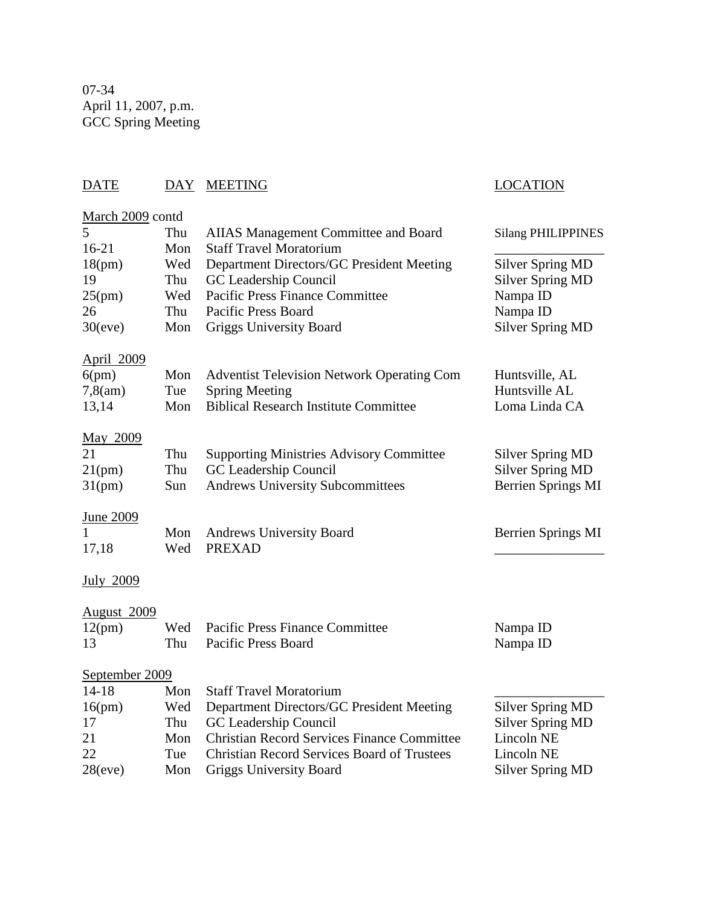07-34
April 11, 2007, p.m.
GCC Spring Meeting

| DATE | DAY | MEETING | LOCATION |
| --- | --- | --- | --- |
| March 2009 contd | | | |
| 5 | Thu | AIIAS Management Committee and Board | Silang PHILIPPINES |
| 16-21 | Mon | Staff Travel Moratorium | ________________ |
| 18(pm) | Wed | Department Directors/GC President Meeting | Silver Spring MD |
| 19 | Thu | GC Leadership Council | Silver Spring MD |
| 25(pm) | Wed | Pacific Press Finance Committee | Nampa ID |
| 26 | Thu | Pacific Press Board | Nampa ID |
| 30(eve) | Mon | Griggs University Board | Silver Spring MD |
| April 2009 | | | |
| 6(pm) | Mon | Adventist Television Network Operating Com | Huntsville, AL |
| 7,8(am) | Tue | Spring Meeting | Huntsville AL |
| 13,14 | Mon | Biblical Research Institute Committee | Loma Linda CA |
| May 2009 | | | |
| 21 | Thu | Supporting Ministries Advisory Committee | Silver Spring MD |
| 21(pm) | Thu | GC Leadership Council | Silver Spring MD |
| 31(pm) | Sun | Andrews University Subcommittees | Berrien Springs MI |
| June 2009 | | | |
| 1 | Mon | Andrews University Board | Berrien Springs MI |
| 17,18 | Wed | PREXAD | ________________ |
| July 2009 | | | |
| August 2009 | | | |
| 12(pm) | Wed | Pacific Press Finance Committee | Nampa ID |
| 13 | Thu | Pacific Press Board | Nampa ID |
| September 2009 | | | |
| 14-18 | Mon | Staff Travel Moratorium | ________________ |
| 16(pm) | Wed | Department Directors/GC President Meeting | Silver Spring MD |
| 17 | Thu | GC Leadership Council | Silver Spring MD |
| 21 | Mon | Christian Record Services Finance Committee | Lincoln NE |
| 22 | Tue | Christian Record Services Board of Trustees | Lincoln NE |
| 28(eve) | Mon | Griggs University Board | Silver Spring MD |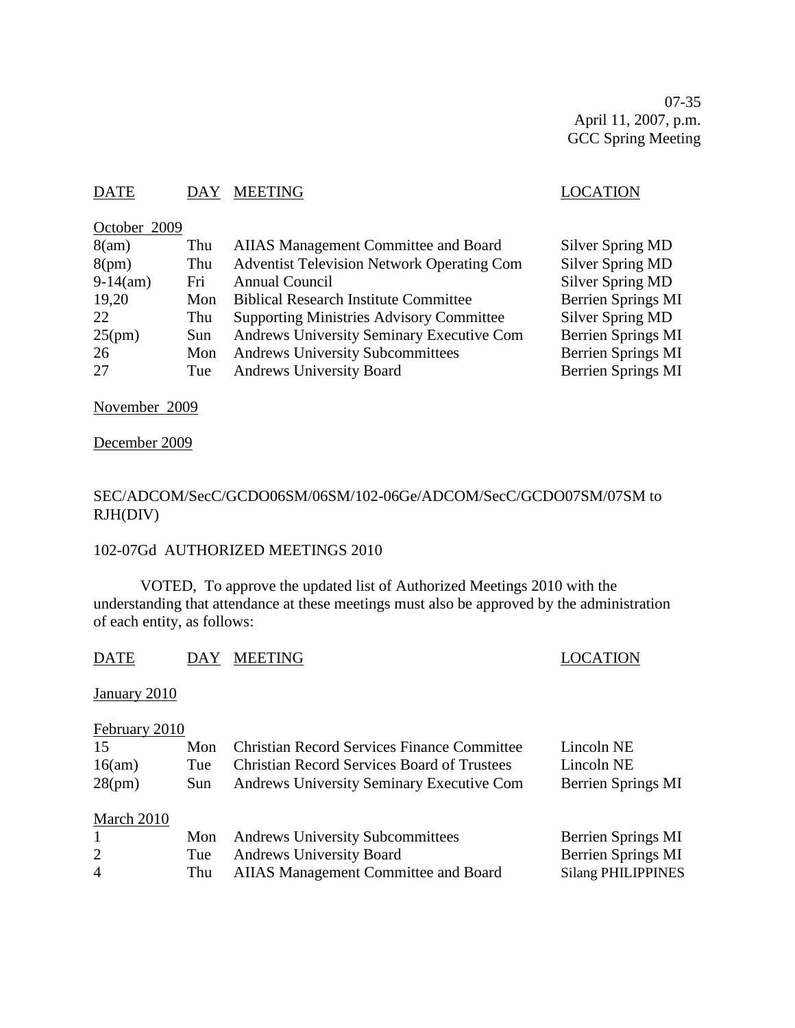07-35
April 11, 2007, p.m.
GCC Spring Meeting

| DATE | DAY | MEETING | LOCATION |
|---|---|---|---|
| October 2009 | | | |
| 8(am) | Thu | AIIAS Management Committee and Board | Silver Spring MD |
| 8(pm) | Thu | Adventist Television Network Operating Com | Silver Spring MD |
| 9-14(am) | Fri | Annual Council | Silver Spring MD |
| 19,20 | Mon | Biblical Research Institute Committee | Berrien Springs MI |
| 22 | Thu | Supporting Ministries Advisory Committee | Silver Spring MD |
| 25(pm) | Sun | Andrews University Seminary Executive Com | Berrien Springs MI |
| 26 | Mon | Andrews University Subcommittees | Berrien Springs MI |
| 27 | Tue | Andrews University Board | Berrien Springs MI |
| November 2009 | | | |
| December 2009 | | | |

SEC/ADCOM/SecC/GCDO06SM/06SM/102-06Ge/ADCOM/SecC/GCDO07SM/07SM to RJH(DIV)

102-07Gd AUTHORIZED MEETINGS 2010

VOTED, To approve the updated list of Authorized Meetings 2010 with the understanding that attendance at these meetings must also be approved by the administration of each entity, as follows:

| DATE | DAY | MEETING | LOCATION |
|---|---|---|---|
| January 2010 | | | |
| February 2010 | | | |
| 15 | Mon | Christian Record Services Finance Committee | Lincoln NE |
| 16(am) | Tue | Christian Record Services Board of Trustees | Lincoln NE |
| 28(pm) | Sun | Andrews University Seminary Executive Com | Berrien Springs MI |
| March 2010 | | | |
| 1 | Mon | Andrews University Subcommittees | Berrien Springs MI |
| 2 | Tue | Andrews University Board | Berrien Springs MI |
| 4 | Thu | AIIAS Management Committee and Board | Silang PHILIPPINES |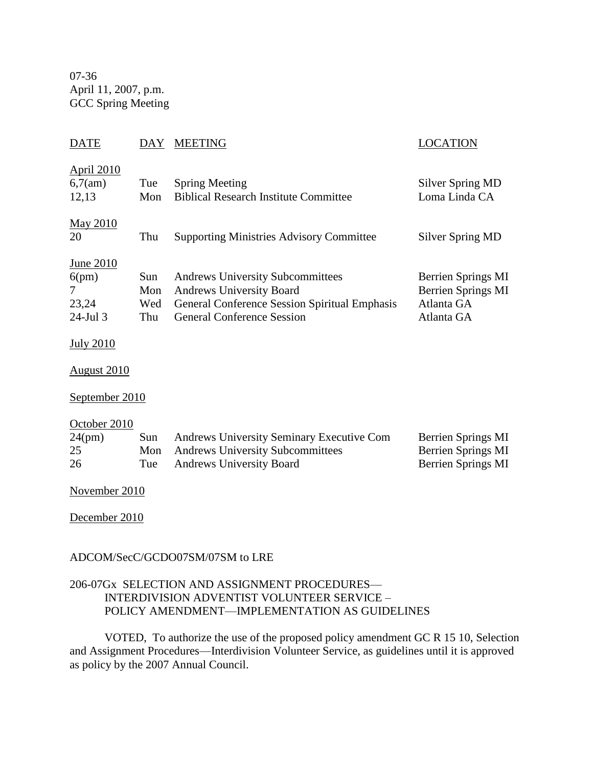07-36
April 11, 2007, p.m.
GCC Spring Meeting

| DATE | DAY | MEETING | LOCATION |
|---|---|---|---|
| April 2010 | | | |
| 6,7(am) | Tue | Spring Meeting | Silver Spring MD |
| 12,13 | Mon | Biblical Research Institute Committee | Loma Linda CA |
| May 2010 | | | |
| 20 | Thu | Supporting Ministries Advisory Committee | Silver Spring MD |
| June 2010 | | | |
| 6(pm) | Sun | Andrews University Subcommittees | Berrien Springs MI |
| 7 | Mon | Andrews University Board | Berrien Springs MI |
| 23,24 | Wed | General Conference Session Spiritual Emphasis | Atlanta GA |
| 24-Jul 3 | Thu | General Conference Session | Atlanta GA |
| July 2010 | | | |
| August 2010 | | | |
| September 2010 | | | |
| October 2010 | | | |
| 24(pm) | Sun | Andrews University Seminary Executive Com | Berrien Springs MI |
| 25 | Mon | Andrews University Subcommittees | Berrien Springs MI |
| 26 | Tue | Andrews University Board | Berrien Springs MI |
| November 2010 | | | |
| December 2010 | | | |

ADCOM/SecC/GCDO07SM/07SM to LRE

206-07Gx SELECTION AND ASSIGNMENT PROCEDURES—
INTERDIVISION ADVENTIST VOLUNTEER SERVICE –
POLICY AMENDMENT—IMPLEMENTATION AS GUIDELINES

VOTED, To authorize the use of the proposed policy amendment GC R 15 10, Selection and Assignment Procedures—Interdivision Volunteer Service, as guidelines until it is approved as policy by the 2007 Annual Council.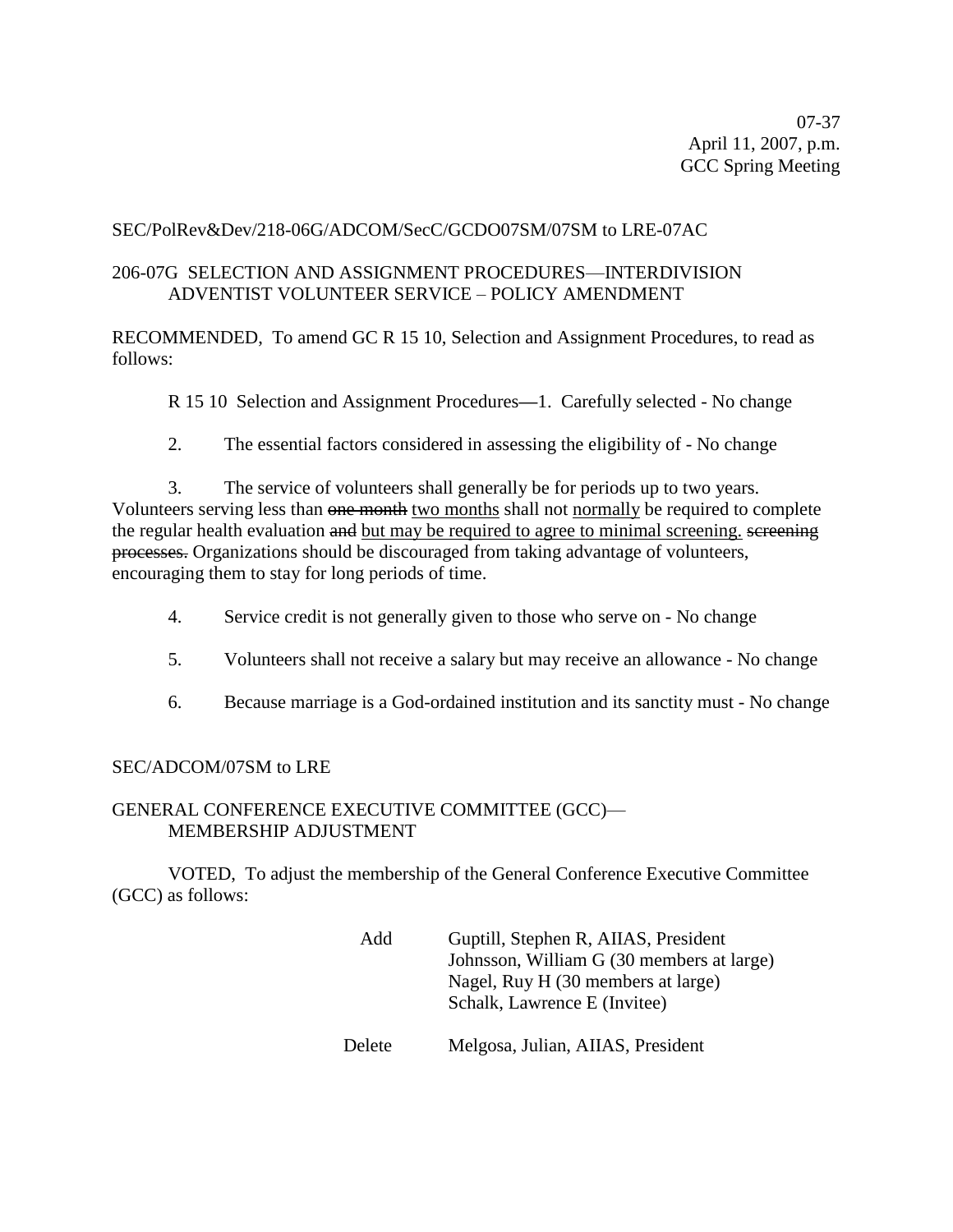07-37
April 11, 2007, p.m.
GCC Spring Meeting

SEC/PolRev&Dev/218-06G/ADCOM/SecC/GCDO07SM/07SM to LRE-07AC

206-07G SELECTION AND ASSIGNMENT PROCEDURES—INTERDIVISION ADVENTIST VOLUNTEER SERVICE – POLICY AMENDMENT

RECOMMENDED, To amend GC R 15 10, Selection and Assignment Procedures, to read as follows:

R 15 10 Selection and Assignment Procedures—1. Carefully selected - No change

2. The essential factors considered in assessing the eligibility of - No change

3. The service of volunteers shall generally be for periods up to two years. Volunteers serving less than ~~one month~~ <u>two months</u> shall not <u>normally</u> be required to complete the regular health evaluation ~~and~~ <u>but may be required to agree to minimal screening.</u> ~~screening processes.~~ Organizations should be discouraged from taking advantage of volunteers, encouraging them to stay for long periods of time.

4. Service credit is not generally given to those who serve on - No change

5. Volunteers shall not receive a salary but may receive an allowance - No change

6. Because marriage is a God-ordained institution and its sanctity must - No change

SEC/ADCOM/07SM to LRE

GENERAL CONFERENCE EXECUTIVE COMMITTEE (GCC)—MEMBERSHIP ADJUSTMENT

VOTED, To adjust the membership of the General Conference Executive Committee (GCC) as follows:

| | |
|---|---|
| Add | Guptill, Stephen R, AIIAS, President |
| | Johnsson, William G (30 members at large) |
| | Nagel, Ruy H (30 members at large) |
| | Schalk, Lawrence E (Invitee) |
| Delete | Melgosa, Julian, AIIAS, President |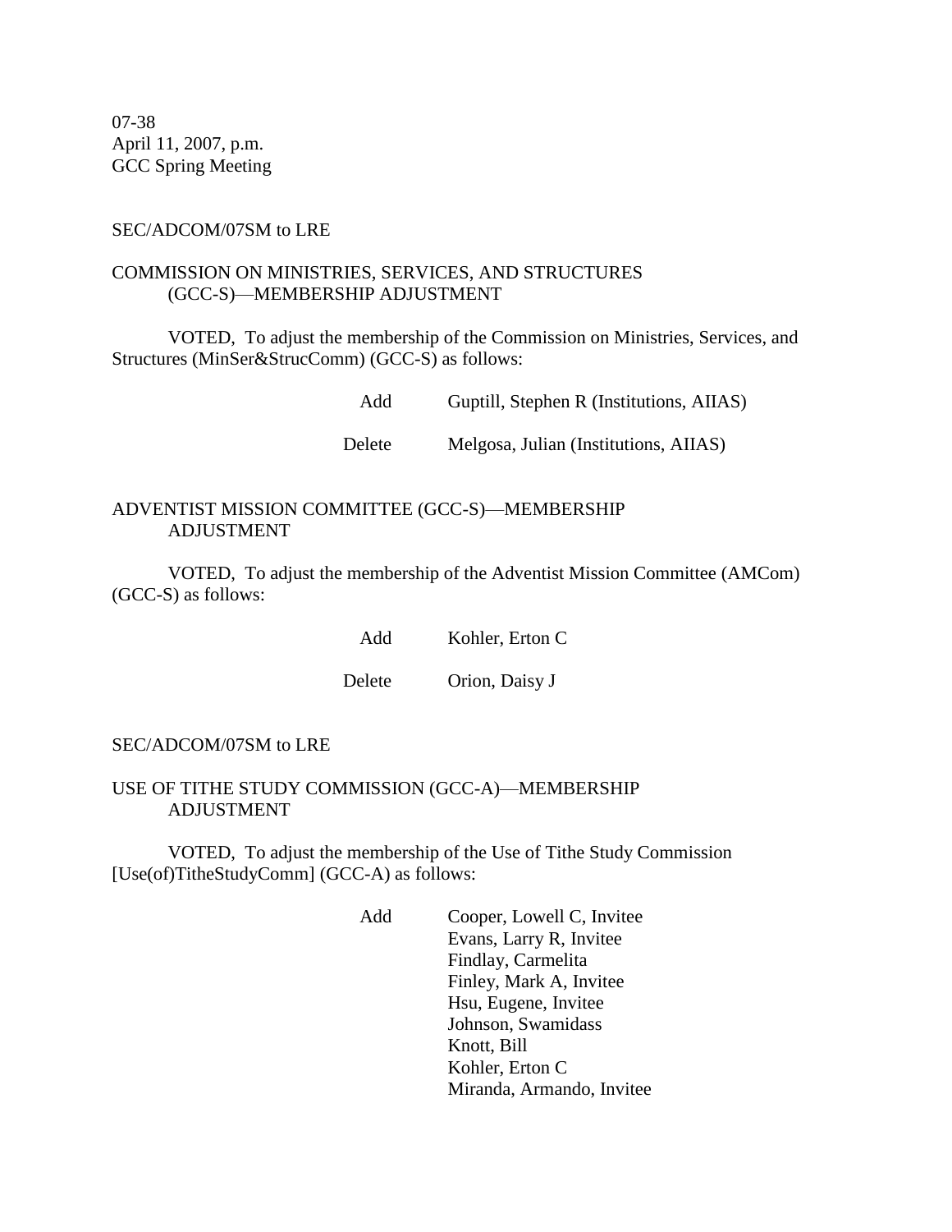07-38
April 11, 2007, p.m.
GCC Spring Meeting

SEC/ADCOM/07SM to LRE

COMMISSION ON MINISTRIES, SERVICES, AND STRUCTURES (GCC-S)—MEMBERSHIP ADJUSTMENT

VOTED, To adjust the membership of the Commission on Ministries, Services, and Structures (MinSer&StrucComm) (GCC-S) as follows:

| | |
|---|---|
| Add | Guptill, Stephen R (Institutions, AIIAS) |
| Delete | Melgosa, Julian (Institutions, AIIAS) |

ADVENTIST MISSION COMMITTEE (GCC-S)—MEMBERSHIP ADJUSTMENT

VOTED, To adjust the membership of the Adventist Mission Committee (AMCom) (GCC-S) as follows:

| | |
|---|---|
| Add | Kohler, Erton C |
| Delete | Orion, Daisy J |

SEC/ADCOM/07SM to LRE

USE OF TITHE STUDY COMMISSION (GCC-A)—MEMBERSHIP ADJUSTMENT

VOTED, To adjust the membership of the Use of Tithe Study Commission [Use(of)TitheStudyComm] (GCC-A) as follows:

Add
Cooper, Lowell C, Invitee
Evans, Larry R, Invitee
Findlay, Carmelita
Finley, Mark A, Invitee
Hsu, Eugene, Invitee
Johnson, Swamidass
Knott, Bill
Kohler, Erton C
Miranda, Armando, Invitee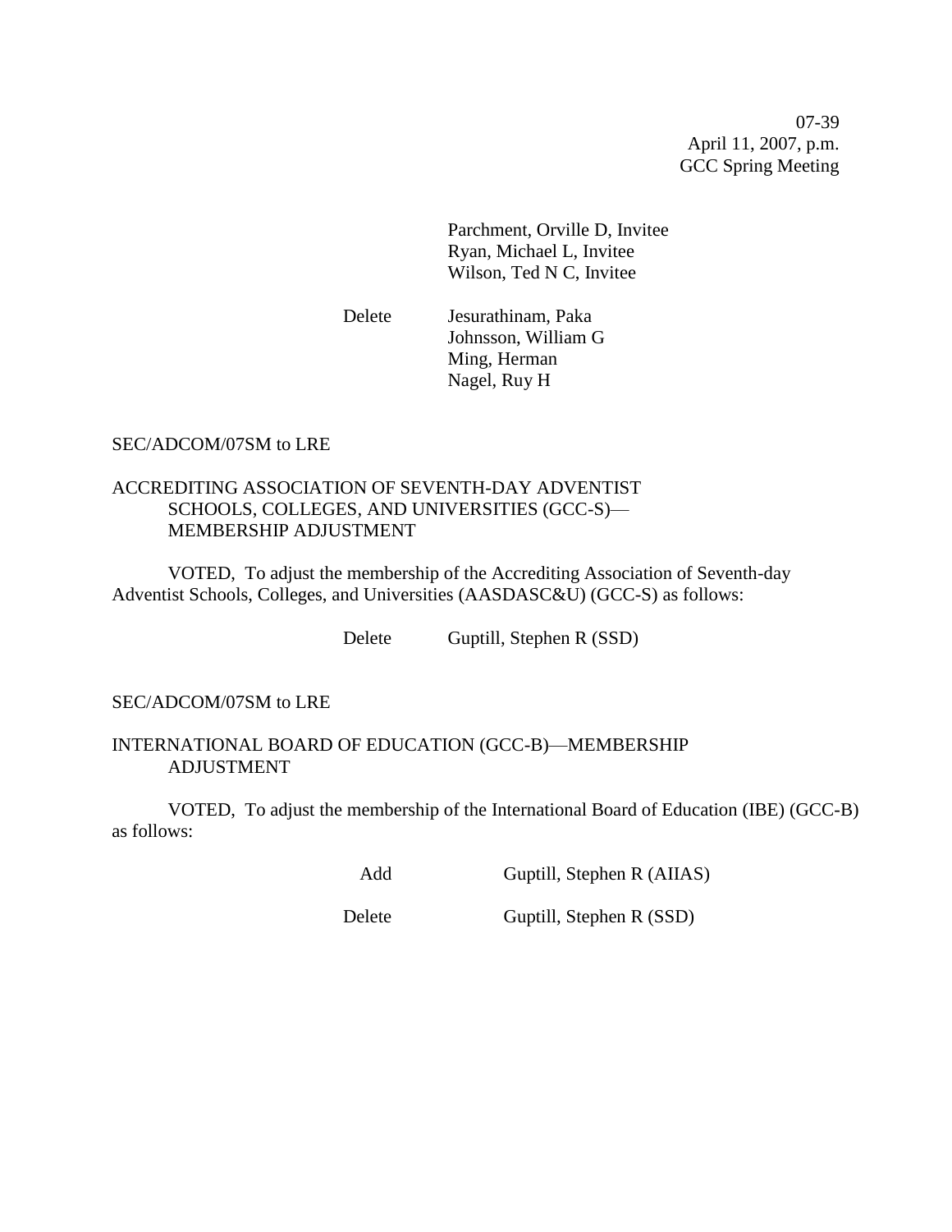Parchment, Orville D, Invitee
Ryan, Michael L, Invitee
Wilson, Ted N C, Invitee

Delete Jesurathinam, Paka
Johnsson, William G
Ming, Herman
Nagel, Ruy H

SEC/ADCOM/07SM to LRE

ACCREDITING ASSOCIATION OF SEVENTH-DAY ADVENTIST SCHOOLS, COLLEGES, AND UNIVERSITIES (GCC-S)—MEMBERSHIP ADJUSTMENT

VOTED, To adjust the membership of the Accrediting Association of Seventh-day Adventist Schools, Colleges, and Universities (AASDASC&U) (GCC-S) as follows:

Delete Guptill, Stephen R (SSD)

SEC/ADCOM/07SM to LRE

INTERNATIONAL BOARD OF EDUCATION (GCC-B)—MEMBERSHIP ADJUSTMENT

VOTED, To adjust the membership of the International Board of Education (IBE) (GCC-B) as follows:

Add Guptill, Stephen R (AIIAS)

Delete Guptill, Stephen R (SSD)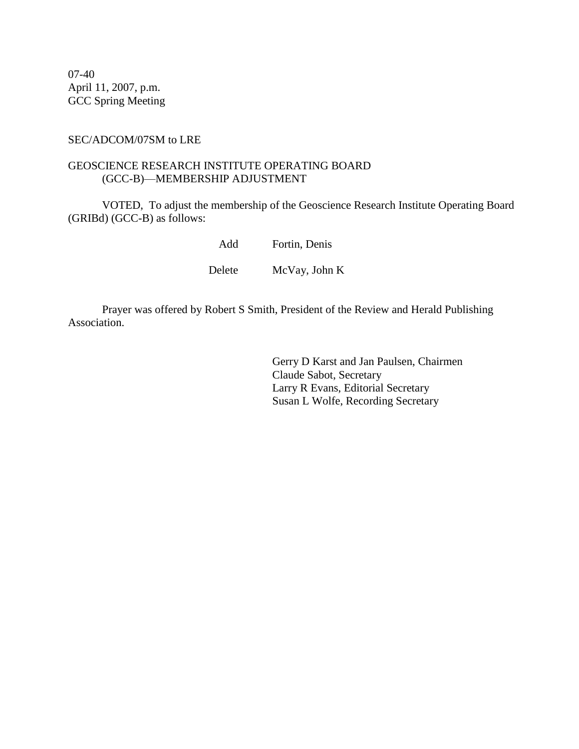07-40
April 11, 2007, p.m.
GCC Spring Meeting

SEC/ADCOM/07SM to LRE

GEOSCIENCE RESEARCH INSTITUTE OPERATING BOARD (GCC-B)—MEMBERSHIP ADJUSTMENT

VOTED, To adjust the membership of the Geoscience Research Institute Operating Board (GRIBd) (GCC-B) as follows:

| | |
|---|---|
| Add | Fortin, Denis |
| Delete | McVay, John K |

Prayer was offered by Robert S Smith, President of the Review and Herald Publishing Association.

Gerry D Karst and Jan Paulsen, Chairmen
Claude Sabot, Secretary
Larry R Evans, Editorial Secretary
Susan L Wolfe, Recording Secretary